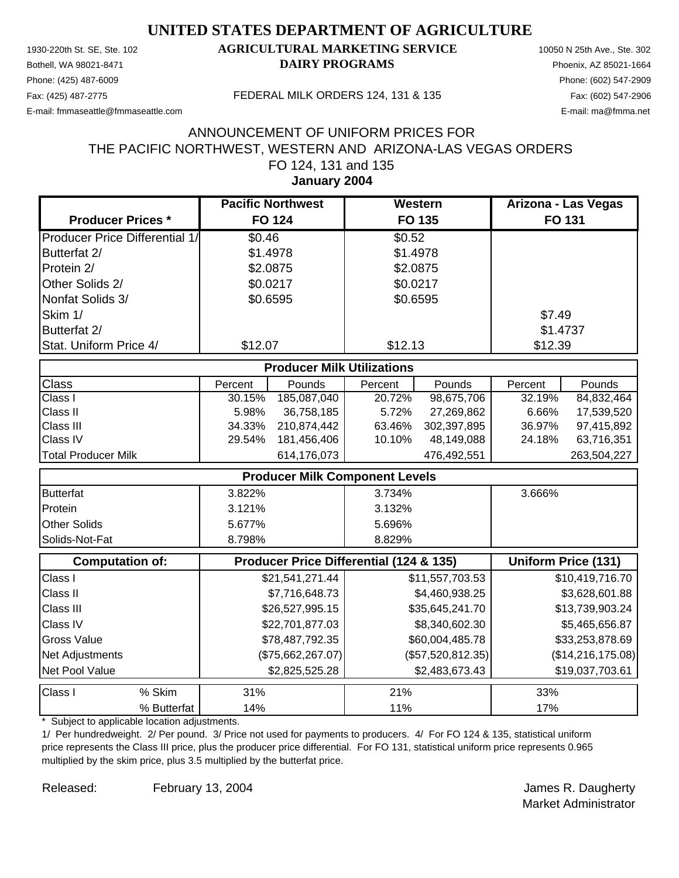# UNITED STATES DEPARTMENT OF AGRICULTURE

## AGRICULTURAL MARKETING SERVICE
## DAIRY PROGRAMS

1930-220th St. SE, Ste. 102
Bothell, WA 98021-8471
Phone: (425) 487-6009
Fax: (425) 487-2775
E-mail: fmmaseattle@fmmaseattle.com

10050 N 25th Ave., Ste. 302
Phoenix, AZ 85021-1664
Phone: (602) 547-2909
Fax: (602) 547-2906
E-mail: ma@fmma.net

FEDERAL MILK ORDERS 124, 131 & 135

ANNOUNCEMENT OF UNIFORM PRICES FOR
THE PACIFIC NORTHWEST, WESTERN AND ARIZONA-LAS VEGAS ORDERS
FO 124, 131 and 135
**January 2004**

| Producer Prices * | Pacific Northwest FO 124 | | Western FO 135 | | Arizona - Las Vegas FO 131 | |
|---|---|---|---|---|---|---|
| Producer Price Differential 1/ | $0.46 | | $0.52 | | | |
| Butterfat 2/ | $1.4978 | | $1.4978 | | | |
| Protein 2/ | $2.0875 | | $2.0875 | | | |
| Other Solids 2/ | $0.0217 | | $0.0217 | | | |
| Nonfat Solids 3/ | $0.6595 | | $0.6595 | | | |
| Skim 1/ | | | | | $7.49 | |
| Butterfat 2/ | | | | | $1.4737 | |
| Stat. Uniform Price 4/ | $12.07 | | $12.13 | | $12.39 | |
| **Producer Milk Utilizations** | | | | | | |
| Class | Percent | Pounds | Percent | Pounds | Percent | Pounds |
| Class I | 30.15% | 185,087,040 | 20.72% | 98,675,706 | 32.19% | 84,832,464 |
| Class II | 5.98% | 36,758,185 | 5.72% | 27,269,862 | 6.66% | 17,539,520 |
| Class III | 34.33% | 210,874,442 | 63.46% | 302,397,895 | 36.97% | 97,415,892 |
| Class IV | 29.54% | 181,456,406 | 10.10% | 48,149,088 | 24.18% | 63,716,351 |
| Total Producer Milk | | 614,176,073 | | 476,492,551 | | 263,504,227 |
| **Producer Milk Component Levels** | | | | | | |
| Butterfat | 3.822% | | 3.734% | | 3.666% | |
| Protein | 3.121% | | 3.132% | | | |
| Other Solids | 5.677% | | 5.696% | | | |
| Solids-Not-Fat | 8.798% | | 8.829% | | | |
| **Computation of:** | **Producer Price Differential (124 & 135)** | | | | **Uniform Price (131)** | |
| Class I | | $21,541,271.44 | | $11,557,703.53 | | $10,419,716.70 |
| Class II | | $7,716,648.73 | | $4,460,938.25 | | $3,628,601.88 |
| Class III | | $26,527,995.15 | | $35,645,241.70 | | $13,739,903.24 |
| Class IV | | $22,701,877.03 | | $8,340,602.30 | | $5,465,656.87 |
| Gross Value | | $78,487,792.35 | | $60,004,485.78 | | $33,253,878.69 |
| Net Adjustments | | ($75,662,267.07) | | ($57,520,812.35) | | ($14,216,175.08) |
| Net Pool Value | | $2,825,525.28 | | $2,483,673.43 | | $19,037,703.61 |
| Class I % Skim | 31% | | 21% | | 33% | |
| % Butterfat | 14% | | 11% | | 17% | |

\* Subject to applicable location adjustments.

1/ Per hundredweight. 2/ Per pound. 3/ Price not used for payments to producers. 4/ For FO 124 & 135, statistical uniform price represents the Class III price, plus the producer price differential. For FO 131, statistical uniform price represents 0.965 multiplied by the skim price, plus 3.5 multiplied by the butterfat price.

Released: February 13, 2004

James R. Daugherty
Market Administrator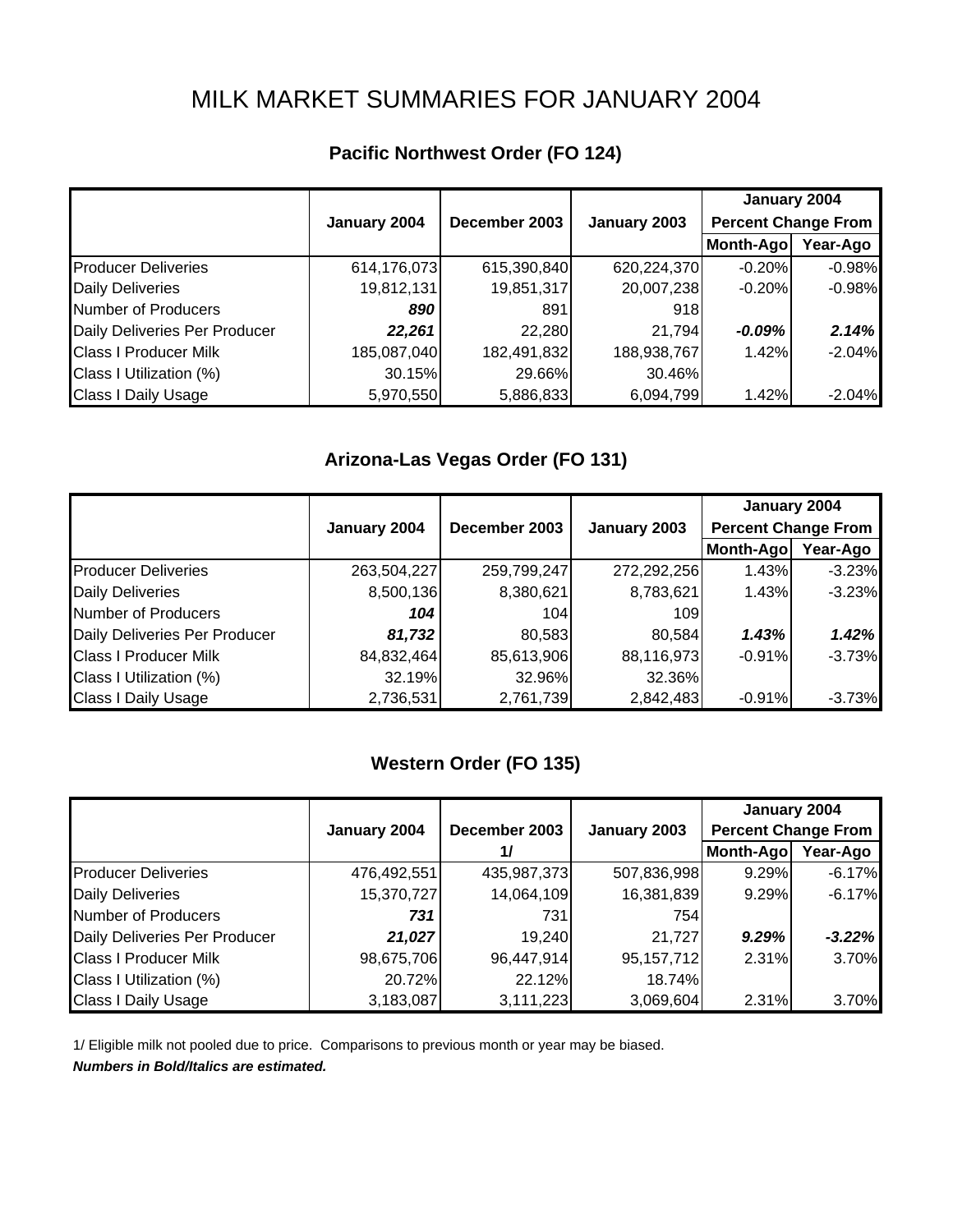# MILK MARKET SUMMARIES FOR JANUARY 2004

## Pacific Northwest Order (FO 124)

| | January 2004 | December 2003 | January 2003 | January 2004 Percent Change From | |
|---|---|---|---|---|---|
| | | | | Month-Ago | Year-Ago |
| Producer Deliveries | 614,176,073 | 615,390,840 | 620,224,370 | -0.20% | -0.98% |
| Daily Deliveries | 19,812,131 | 19,851,317 | 20,007,238 | -0.20% | -0.98% |
| Number of Producers | ***890*** | 891 | 918 | | |
| Daily Deliveries Per Producer | ***22,261*** | 22,280 | 21,794 | ***-0.09%*** | ***2.14%*** |
| Class I Producer Milk | 185,087,040 | 182,491,832 | 188,938,767 | 1.42% | -2.04% |
| Class I Utilization (%) | 30.15% | 29.66% | 30.46% | | |
| Class I Daily Usage | 5,970,550 | 5,886,833 | 6,094,799 | 1.42% | -2.04% |

## Arizona-Las Vegas Order (FO 131)

| | January 2004 | December 2003 | January 2003 | January 2004 Percent Change From | |
|---|---|---|---|---|---|
| | | | | Month-Ago | Year-Ago |
| Producer Deliveries | 263,504,227 | 259,799,247 | 272,292,256 | 1.43% | -3.23% |
| Daily Deliveries | 8,500,136 | 8,380,621 | 8,783,621 | 1.43% | -3.23% |
| Number of Producers | ***104*** | 104 | 109 | | |
| Daily Deliveries Per Producer | ***81,732*** | 80,583 | 80,584 | ***1.43%*** | ***1.42%*** |
| Class I Producer Milk | 84,832,464 | 85,613,906 | 88,116,973 | -0.91% | -3.73% |
| Class I Utilization (%) | 32.19% | 32.96% | 32.36% | | |
| Class I Daily Usage | 2,736,531 | 2,761,739 | 2,842,483 | -0.91% | -3.73% |

## Western Order (FO 135)

| | January 2004 | December 2003 1/ | January 2003 | January 2004 Percent Change From | |
|---|---|---|---|---|---|
| | | | | Month-Ago | Year-Ago |
| Producer Deliveries | 476,492,551 | 435,987,373 | 507,836,998 | 9.29% | -6.17% |
| Daily Deliveries | 15,370,727 | 14,064,109 | 16,381,839 | 9.29% | -6.17% |
| Number of Producers | ***731*** | 731 | 754 | | |
| Daily Deliveries Per Producer | ***21,027*** | 19,240 | 21,727 | ***9.29%*** | ***-3.22%*** |
| Class I Producer Milk | 98,675,706 | 96,447,914 | 95,157,712 | 2.31% | 3.70% |
| Class I Utilization (%) | 20.72% | 22.12% | 18.74% | | |
| Class I Daily Usage | 3,183,087 | 3,111,223 | 3,069,604 | 2.31% | 3.70% |

1/ Eligible milk not pooled due to price. Comparisons to previous month or year may be biased.

***Numbers in Bold/Italics are estimated.***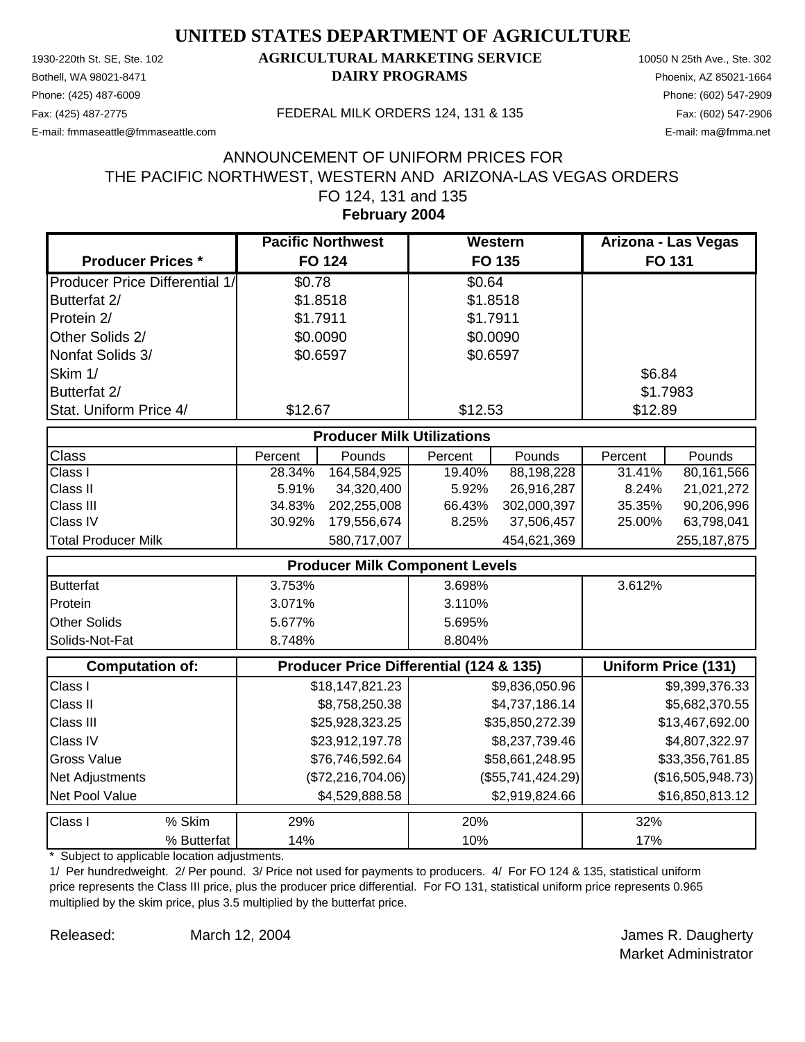# UNITED STATES DEPARTMENT OF AGRICULTURE

1930-220th St. SE, Ste. 102
Bothell, WA 98021-8471
Phone: (425) 487-6009
Fax: (425) 487-2775
E-mail: fmmaseattle@fmmaseattle.com

**AGRICULTURAL MARKETING SERVICE**
**DAIRY PROGRAMS**

FEDERAL MILK ORDERS 124, 131 & 135

10050 N 25th Ave., Ste. 302
Phoenix, AZ 85021-1664
Phone: (602) 547-2909
Fax: (602) 547-2906
E-mail: ma@fmma.net

## ANNOUNCEMENT OF UNIFORM PRICES FOR THE PACIFIC NORTHWEST, WESTERN AND ARIZONA-LAS VEGAS ORDERS FO 124, 131 and 135

**February 2004**

| Producer Prices * | Pacific Northwest FO 124 | | Western FO 135 | | Arizona - Las Vegas FO 131 | |
|---|---|---|---|---|---|---|
| Producer Price Differential 1/ | $0.78 | | $0.64 | | | |
| Butterfat 2/ | $1.8518 | | $1.8518 | | | |
| Protein 2/ | $1.7911 | | $1.7911 | | | |
| Other Solids 2/ | $0.0090 | | $0.0090 | | | |
| Nonfat Solids 3/ | $0.6597 | | $0.6597 | | | |
| Skim 1/ | | | | | $6.84 | |
| Butterfat 2/ | | | | | $1.7983 | |
| Stat. Uniform Price 4/ | $12.67 | | $12.53 | | $12.89 | |
| **Producer Milk Utilizations** | | | | | | |
| Class | Percent | Pounds | Percent | Pounds | Percent | Pounds |
| Class I | 28.34% | 164,584,925 | 19.40% | 88,198,228 | 31.41% | 80,161,566 |
| Class II | 5.91% | 34,320,400 | 5.92% | 26,916,287 | 8.24% | 21,021,272 |
| Class III | 34.83% | 202,255,008 | 66.43% | 302,000,397 | 35.35% | 90,206,996 |
| Class IV | 30.92% | 179,556,674 | 8.25% | 37,506,457 | 25.00% | 63,798,041 |
| Total Producer Milk | | 580,717,007 | | 454,621,369 | | 255,187,875 |
| **Producer Milk Component Levels** | | | | | | |
| Butterfat | 3.753% | | 3.698% | | 3.612% | |
| Protein | 3.071% | | 3.110% | | | |
| Other Solids | 5.677% | | 5.695% | | | |
| Solids-Not-Fat | 8.748% | | 8.804% | | | |
| **Computation of:** | **Producer Price Differential (124 & 135)** | | | | **Uniform Price (131)** | |
| Class I | | $18,147,821.23 | | $9,836,050.96 | | $9,399,376.33 |
| Class II | | $8,758,250.38 | | $4,737,186.14 | | $5,682,370.55 |
| Class III | | $25,928,323.25 | | $35,850,272.39 | | $13,467,692.00 |
| Class IV | | $23,912,197.78 | | $8,237,739.46 | | $4,807,322.97 |
| Gross Value | | $76,746,592.64 | | $58,661,248.95 | | $33,356,761.85 |
| Net Adjustments | | ($72,216,704.06) | | ($55,741,424.29) | | ($16,505,948.73) |
| Net Pool Value | | $4,529,888.58 | | $2,919,824.66 | | $16,850,813.12 |
| Class I % Skim | 29% | | 20% | | 32% | |
| % Butterfat | 14% | | 10% | | 17% | |

\* Subject to applicable location adjustments.

1/ Per hundredweight. 2/ Per pound. 3/ Price not used for payments to producers. 4/ For FO 124 & 135, statistical uniform price represents the Class III price, plus the producer price differential. For FO 131, statistical uniform price represents 0.965 multiplied by the skim price, plus 3.5 multiplied by the butterfat price.

Released: March 12, 2004

James R. Daugherty
Market Administrator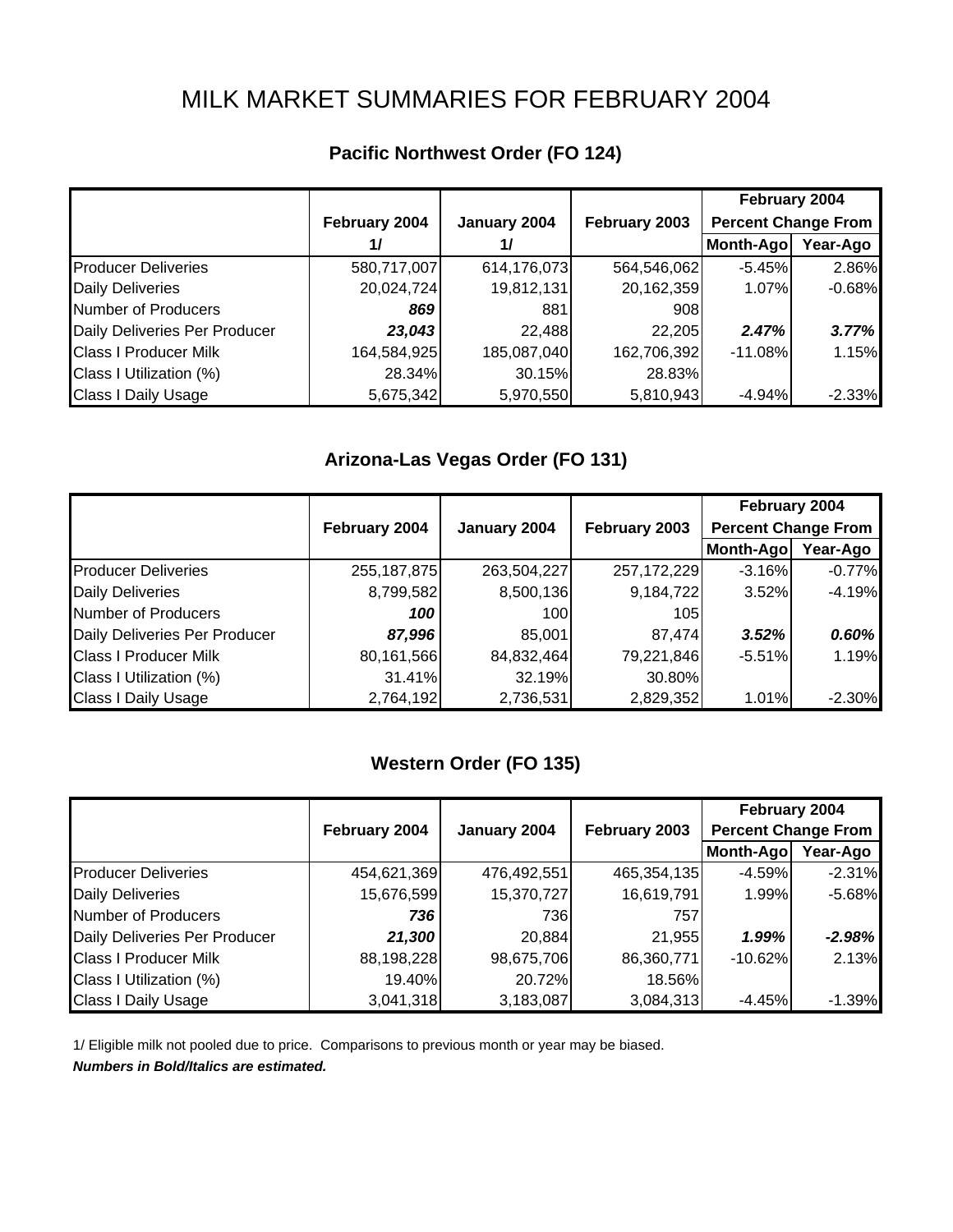# MILK MARKET SUMMARIES FOR FEBRUARY 2004

## Pacific Northwest Order (FO 124)

| | February 2004 1/ | January 2004 1/ | February 2003 | February 2004 Percent Change From Month-Ago | Year-Ago |
|---|---|---|---|---|---|
| Producer Deliveries | 580,717,007 | 614,176,073 | 564,546,062 | -5.45% | 2.86% |
| Daily Deliveries | 20,024,724 | 19,812,131 | 20,162,359 | 1.07% | -0.68% |
| Number of Producers | ***869*** | 881 | 908 | | |
| Daily Deliveries Per Producer | ***23,043*** | 22,488 | 22,205 | ***2.47%*** | ***3.77%*** |
| Class I Producer Milk | 164,584,925 | 185,087,040 | 162,706,392 | -11.08% | 1.15% |
| Class I Utilization (%) | 28.34% | 30.15% | 28.83% | | |
| Class I Daily Usage | 5,675,342 | 5,970,550 | 5,810,943 | -4.94% | -2.33% |

## Arizona-Las Vegas Order (FO 131)

| | February 2004 | January 2004 | February 2003 | February 2004 Percent Change From Month-Ago | Year-Ago |
|---|---|---|---|---|---|
| Producer Deliveries | 255,187,875 | 263,504,227 | 257,172,229 | -3.16% | -0.77% |
| Daily Deliveries | 8,799,582 | 8,500,136 | 9,184,722 | 3.52% | -4.19% |
| Number of Producers | ***100*** | 100 | 105 | | |
| Daily Deliveries Per Producer | ***87,996*** | 85,001 | 87,474 | ***3.52%*** | ***0.60%*** |
| Class I Producer Milk | 80,161,566 | 84,832,464 | 79,221,846 | -5.51% | 1.19% |
| Class I Utilization (%) | 31.41% | 32.19% | 30.80% | | |
| Class I Daily Usage | 2,764,192 | 2,736,531 | 2,829,352 | 1.01% | -2.30% |

## Western Order (FO 135)

| | February 2004 | January 2004 | February 2003 | February 2004 Percent Change From Month-Ago | Year-Ago |
|---|---|---|---|---|---|
| Producer Deliveries | 454,621,369 | 476,492,551 | 465,354,135 | -4.59% | -2.31% |
| Daily Deliveries | 15,676,599 | 15,370,727 | 16,619,791 | 1.99% | -5.68% |
| Number of Producers | ***736*** | 736 | 757 | | |
| Daily Deliveries Per Producer | ***21,300*** | 20,884 | 21,955 | ***1.99%*** | ***-2.98%*** |
| Class I Producer Milk | 88,198,228 | 98,675,706 | 86,360,771 | -10.62% | 2.13% |
| Class I Utilization (%) | 19.40% | 20.72% | 18.56% | | |
| Class I Daily Usage | 3,041,318 | 3,183,087 | 3,084,313 | -4.45% | -1.39% |

1/ Eligible milk not pooled due to price. Comparisons to previous month or year may be biased.

***Numbers in Bold/Italics are estimated.***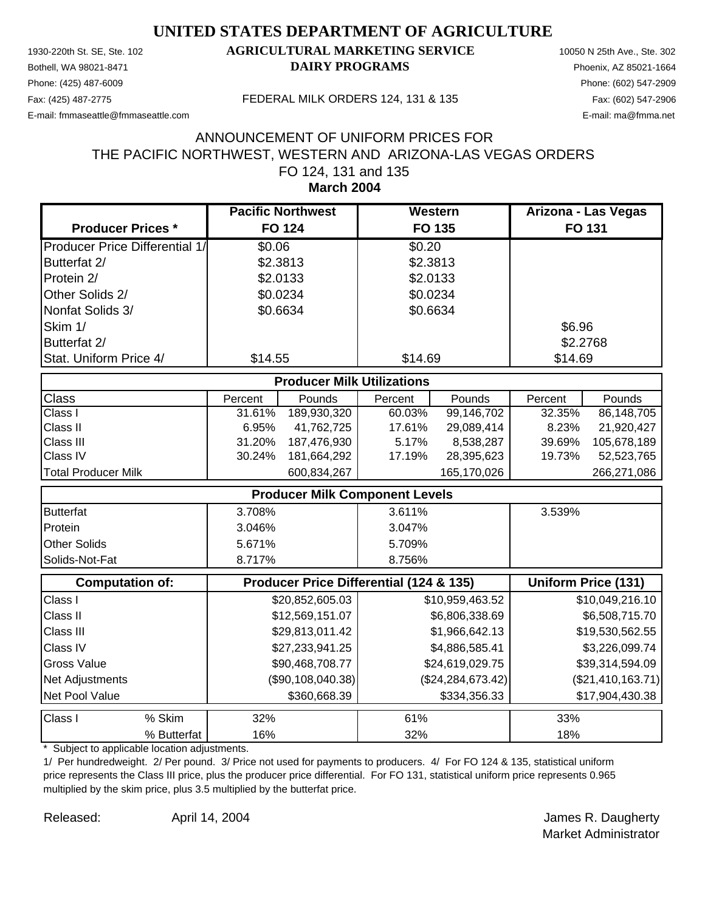# UNITED STATES DEPARTMENT OF AGRICULTURE

## AGRICULTURAL MARKETING SERVICE
## DAIRY PROGRAMS

1930-220th St. SE, Ste. 102
Bothell, WA 98021-8471
Phone: (425) 487-6009
Fax: (425) 487-2775
E-mail: fmmaseattle@fmmaseattle.com

10050 N 25th Ave., Ste. 302
Phoenix, AZ 85021-1664
Phone: (602) 547-2909
Fax: (602) 547-2906
E-mail: ma@fmma.net

FEDERAL MILK ORDERS 124, 131 & 135

ANNOUNCEMENT OF UNIFORM PRICES FOR
THE PACIFIC NORTHWEST, WESTERN AND ARIZONA-LAS VEGAS ORDERS
FO 124, 131 and 135
**March 2004**

| Producer Prices * | Pacific Northwest FO 124 | | Western FO 135 | | Arizona - Las Vegas FO 131 | |
|---|---|---|---|---|---|---|
| Producer Price Differential 1/ | $0.06 | | $0.20 | | | |
| Butterfat 2/ | $2.3813 | | $2.3813 | | | |
| Protein 2/ | $2.0133 | | $2.0133 | | | |
| Other Solids 2/ | $0.0234 | | $0.0234 | | | |
| Nonfat Solids 3/ | $0.6634 | | $0.6634 | | | |
| Skim 1/ | | | | | $6.96 | |
| Butterfat 2/ | | | | | $2.2768 | |
| Stat. Uniform Price 4/ | $14.55 | | $14.69 | | $14.69 | |
| **Producer Milk Utilizations** | | | | | | |
| Class | Percent | Pounds | Percent | Pounds | Percent | Pounds |
| Class I | 31.61% | 189,930,320 | 60.03% | 99,146,702 | 32.35% | 86,148,705 |
| Class II | 6.95% | 41,762,725 | 17.61% | 29,089,414 | 8.23% | 21,920,427 |
| Class III | 31.20% | 187,476,930 | 5.17% | 8,538,287 | 39.69% | 105,678,189 |
| Class IV | 30.24% | 181,664,292 | 17.19% | 28,395,623 | 19.73% | 52,523,765 |
| Total Producer Milk | | 600,834,267 | | 165,170,026 | | 266,271,086 |
| **Producer Milk Component Levels** | | | | | | |
| Butterfat | 3.708% | | 3.611% | | 3.539% | |
| Protein | 3.046% | | 3.047% | | | |
| Other Solids | 5.671% | | 5.709% | | | |
| Solids-Not-Fat | 8.717% | | 8.756% | | | |

| Computation of: | Producer Price Differential (124 & 135) | | Uniform Price (131) |
|---|---|---|---|
| Class I | $20,852,605.03 | $10,959,463.52 | $10,049,216.10 |
| Class II | $12,569,151.07 | $6,806,338.69 | $6,508,715.70 |
| Class III | $29,813,011.42 | $1,966,642.13 | $19,530,562.55 |
| Class IV | $27,233,941.25 | $4,886,585.41 | $3,226,099.74 |
| Gross Value | $90,468,708.77 | $24,619,029.75 | $39,314,594.09 |
| Net Adjustments | ($90,108,040.38) | ($24,284,673.42) | ($21,410,163.71) |
| Net Pool Value | $360,668.39 | $334,356.33 | $17,904,430.38 |

| Class I | | FO 124 | FO 135 | FO 131 |
|---|---|---|---|---|
| | % Skim | 32% | 61% | 33% |
| | % Butterfat | 16% | 32% | 18% |

\* Subject to applicable location adjustments.

1/ Per hundredweight. 2/ Per pound. 3/ Price not used for payments to producers. 4/ For FO 124 & 135, statistical uniform price represents the Class III price, plus the producer price differential. For FO 131, statistical uniform price represents 0.965 multiplied by the skim price, plus 3.5 multiplied by the butterfat price.

Released: April 14, 2004

James R. Daugherty
Market Administrator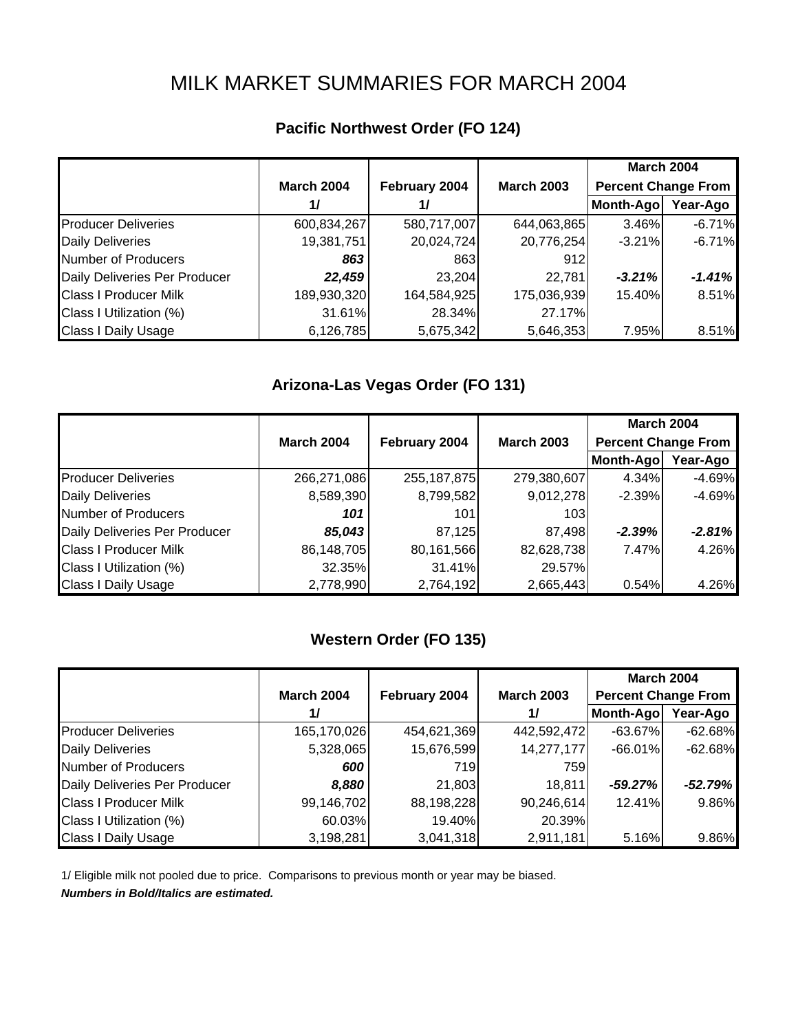# MILK MARKET SUMMARIES FOR MARCH 2004

## Pacific Northwest Order (FO 124)

| | March 2004 1/ | February 2004 1/ | March 2003 | March 2004 Percent Change From Month-Ago | Year-Ago |
|---|---|---|---|---|---|
| Producer Deliveries | 600,834,267 | 580,717,007 | 644,063,865 | 3.46% | -6.71% |
| Daily Deliveries | 19,381,751 | 20,024,724 | 20,776,254 | -3.21% | -6.71% |
| Number of Producers | ***863*** | 863 | 912 | | |
| Daily Deliveries Per Producer | ***22,459*** | 23,204 | 22,781 | ***-3.21%*** | ***-1.41%*** |
| Class I Producer Milk | 189,930,320 | 164,584,925 | 175,036,939 | 15.40% | 8.51% |
| Class I Utilization (%) | 31.61% | 28.34% | 27.17% | | |
| Class I Daily Usage | 6,126,785 | 5,675,342 | 5,646,353 | 7.95% | 8.51% |

## Arizona-Las Vegas Order (FO 131)

| | March 2004 | February 2004 | March 2003 | March 2004 Percent Change From Month-Ago | Year-Ago |
|---|---|---|---|---|---|
| Producer Deliveries | 266,271,086 | 255,187,875 | 279,380,607 | 4.34% | -4.69% |
| Daily Deliveries | 8,589,390 | 8,799,582 | 9,012,278 | -2.39% | -4.69% |
| Number of Producers | ***101*** | 101 | 103 | | |
| Daily Deliveries Per Producer | ***85,043*** | 87,125 | 87,498 | ***-2.39%*** | ***-2.81%*** |
| Class I Producer Milk | 86,148,705 | 80,161,566 | 82,628,738 | 7.47% | 4.26% |
| Class I Utilization (%) | 32.35% | 31.41% | 29.57% | | |
| Class I Daily Usage | 2,778,990 | 2,764,192 | 2,665,443 | 0.54% | 4.26% |

## Western Order (FO 135)

| | March 2004 1/ | February 2004 | March 2003 1/ | March 2004 Percent Change From Month-Ago | Year-Ago |
|---|---|---|---|---|---|
| Producer Deliveries | 165,170,026 | 454,621,369 | 442,592,472 | -63.67% | -62.68% |
| Daily Deliveries | 5,328,065 | 15,676,599 | 14,277,177 | -66.01% | -62.68% |
| Number of Producers | ***600*** | 719 | 759 | | |
| Daily Deliveries Per Producer | ***8,880*** | 21,803 | 18,811 | ***-59.27%*** | ***-52.79%*** |
| Class I Producer Milk | 99,146,702 | 88,198,228 | 90,246,614 | 12.41% | 9.86% |
| Class I Utilization (%) | 60.03% | 19.40% | 20.39% | | |
| Class I Daily Usage | 3,198,281 | 3,041,318 | 2,911,181 | 5.16% | 9.86% |

1/ Eligible milk not pooled due to price. Comparisons to previous month or year may be biased.

***Numbers in Bold/Italics are estimated.***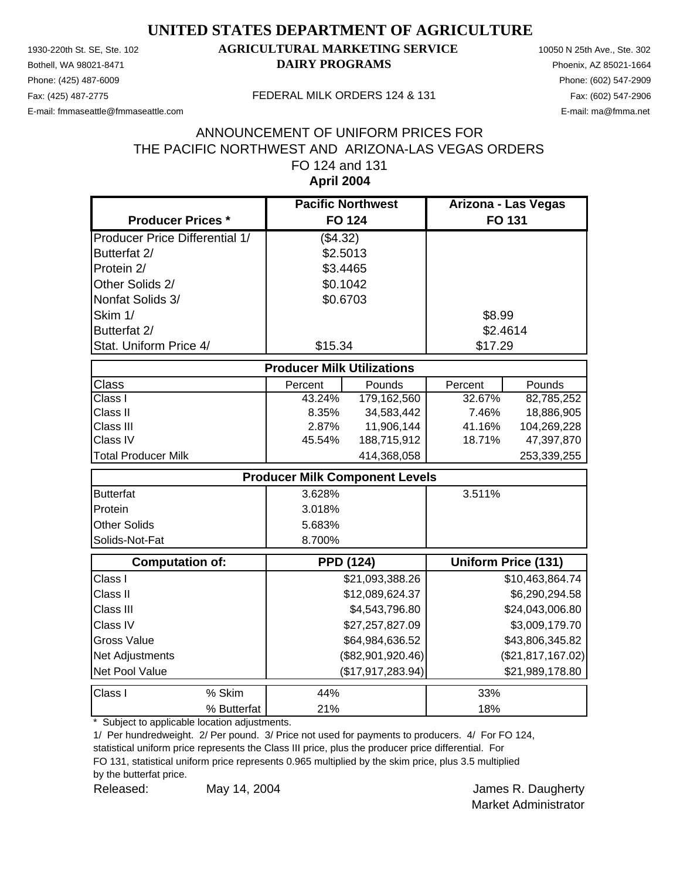# UNITED STATES DEPARTMENT OF AGRICULTURE

1930-220th St. SE, Ste. 102
Bothell, WA 98021-8471
Phone: (425) 487-6009
Fax: (425) 487-2775
E-mail: fmmaseattle@fmmaseattle.com

**AGRICULTURAL MARKETING SERVICE**
**DAIRY PROGRAMS**

FEDERAL MILK ORDERS 124 & 131

10050 N 25th Ave., Ste. 302
Phoenix, AZ 85021-1664
Phone: (602) 547-2909
Fax: (602) 547-2906
E-mail: ma@fmma.net

## ANNOUNCEMENT OF UNIFORM PRICES FOR THE PACIFIC NORTHWEST AND ARIZONA-LAS VEGAS ORDERS FO 124 and 131

**April 2004**

| Producer Prices * | Pacific Northwest FO 124 | | Arizona - Las Vegas FO 131 | |
|---|---|---|---|---|
| Producer Price Differential 1/ | ($4.32) | | | |
| Butterfat 2/ | $2.5013 | | | |
| Protein 2/ | $3.4465 | | | |
| Other Solids 2/ | $0.1042 | | | |
| Nonfat Solids 3/ | $0.6703 | | | |
| Skim 1/ | | | $8.99 | |
| Butterfat 2/ | | | $2.4614 | |
| Stat. Uniform Price 4/ | $15.34 | | $17.29 | |
| **Producer Milk Utilizations** | | | | |
| Class | Percent | Pounds | Percent | Pounds |
| Class I | 43.24% | 179,162,560 | 32.67% | 82,785,252 |
| Class II | 8.35% | 34,583,442 | 7.46% | 18,886,905 |
| Class III | 2.87% | 11,906,144 | 41.16% | 104,269,228 |
| Class IV | 45.54% | 188,715,912 | 18.71% | 47,397,870 |
| Total Producer Milk | | 414,368,058 | | 253,339,255 |
| **Producer Milk Component Levels** | | | | |
| Butterfat | 3.628% | | 3.511% | |
| Protein | 3.018% | | | |
| Other Solids | 5.683% | | | |
| Solids-Not-Fat | 8.700% | | | |
| **Computation of:** | **PPD (124)** | | **Uniform Price (131)** | |
| Class I | | $21,093,388.26 | | $10,463,864.74 |
| Class II | | $12,089,624.37 | | $6,290,294.58 |
| Class III | | $4,543,796.80 | | $24,043,006.80 |
| Class IV | | $27,257,827.09 | | $3,009,179.70 |
| Gross Value | | $64,984,636.52 | | $43,806,345.82 |
| Net Adjustments | | ($82,901,920.46) | | ($21,817,167.02) |
| Net Pool Value | | ($17,917,283.94) | | $21,989,178.80 |
| Class I % Skim | 44% | | 33% | |
| Class I % Butterfat | 21% | | 18% | |

\* Subject to applicable location adjustments.

1/ Per hundredweight. 2/ Per pound. 3/ Price not used for payments to producers. 4/ For FO 124, statistical uniform price represents the Class III price, plus the producer price differential. For FO 131, statistical uniform price represents 0.965 multiplied by the skim price, plus 3.5 multiplied by the butterfat price.

Released: May 14, 2004

James R. Daugherty
Market Administrator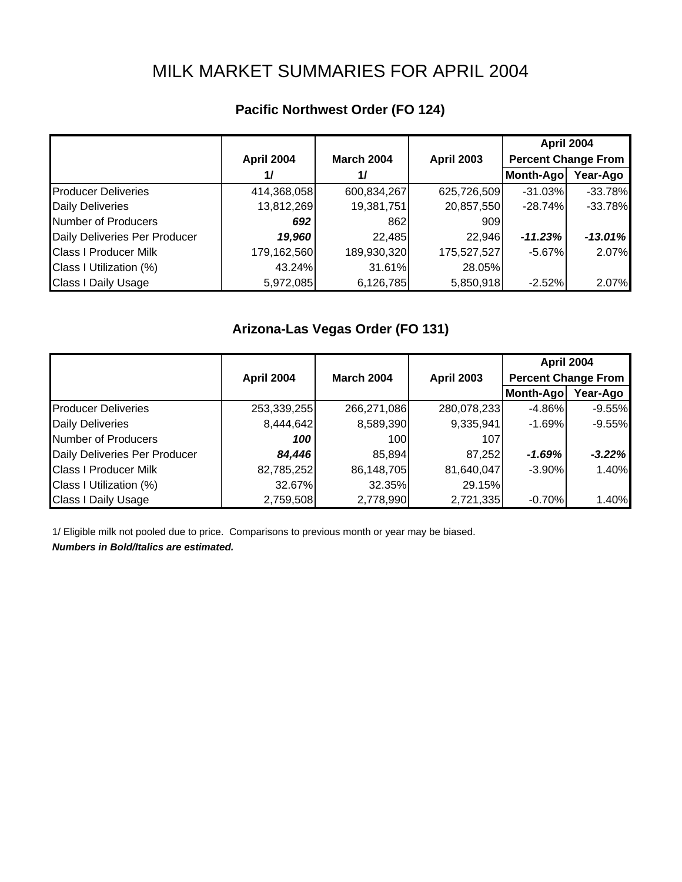# MILK MARKET SUMMARIES FOR APRIL 2004

## Pacific Northwest Order (FO 124)

| | April 2004 1/ | March 2004 1/ | April 2003 | April 2004 Percent Change From Month-Ago | Year-Ago |
|---|---|---|---|---|---|
| Producer Deliveries | 414,368,058 | 600,834,267 | 625,726,509 | -31.03% | -33.78% |
| Daily Deliveries | 13,812,269 | 19,381,751 | 20,857,550 | -28.74% | -33.78% |
| Number of Producers | ***692*** | 862 | 909 | | |
| Daily Deliveries Per Producer | ***19,960*** | 22,485 | 22,946 | ***-11.23%*** | ***-13.01%*** |
| Class I Producer Milk | 179,162,560 | 189,930,320 | 175,527,527 | -5.67% | 2.07% |
| Class I Utilization (%) | 43.24% | 31.61% | 28.05% | | |
| Class I Daily Usage | 5,972,085 | 6,126,785 | 5,850,918 | -2.52% | 2.07% |

## Arizona-Las Vegas Order (FO 131)

| | April 2004 | March 2004 | April 2003 | April 2004 Percent Change From Month-Ago | Year-Ago |
|---|---|---|---|---|---|
| Producer Deliveries | 253,339,255 | 266,271,086 | 280,078,233 | -4.86% | -9.55% |
| Daily Deliveries | 8,444,642 | 8,589,390 | 9,335,941 | -1.69% | -9.55% |
| Number of Producers | ***100*** | 100 | 107 | | |
| Daily Deliveries Per Producer | ***84,446*** | 85,894 | 87,252 | ***-1.69%*** | ***-3.22%*** |
| Class I Producer Milk | 82,785,252 | 86,148,705 | 81,640,047 | -3.90% | 1.40% |
| Class I Utilization (%) | 32.67% | 32.35% | 29.15% | | |
| Class I Daily Usage | 2,759,508 | 2,778,990 | 2,721,335 | -0.70% | 1.40% |

1/ Eligible milk not pooled due to price. Comparisons to previous month or year may be biased.

***Numbers in Bold/Italics are estimated.***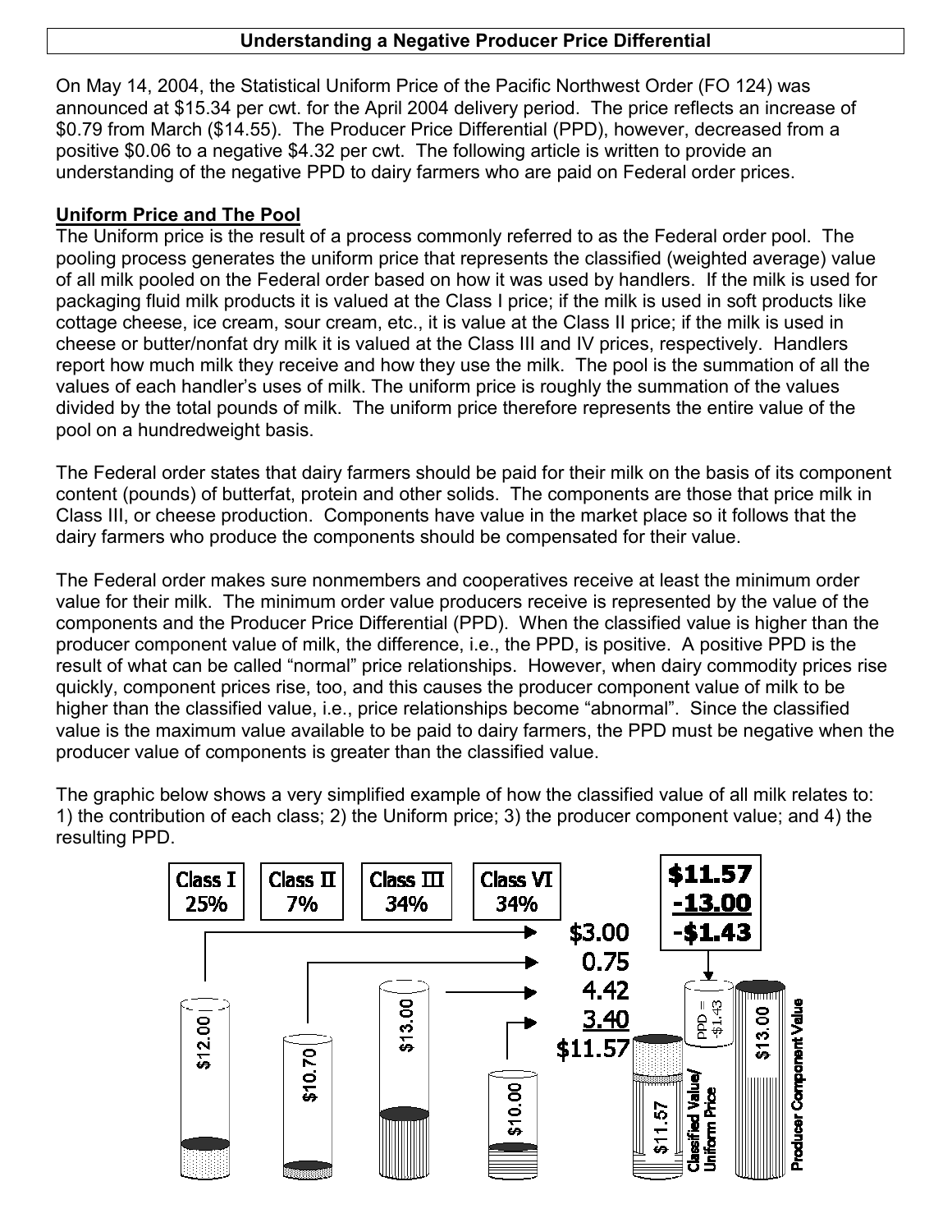## Understanding a Negative Producer Price Differential

On May 14, 2004, the Statistical Uniform Price of the Pacific Northwest Order (FO 124) was announced at $15.34 per cwt. for the April 2004 delivery period. The price reflects an increase of $0.79 from March ($14.55). The Producer Price Differential (PPD), however, decreased from a positive $0.06 to a negative $4.32 per cwt. The following article is written to provide an understanding of the negative PPD to dairy farmers who are paid on Federal order prices.

### Uniform Price and The Pool

The Uniform price is the result of a process commonly referred to as the Federal order pool. The pooling process generates the uniform price that represents the classified (weighted average) value of all milk pooled on the Federal order based on how it was used by handlers. If the milk is used for packaging fluid milk products it is valued at the Class I price; if the milk is used in soft products like cottage cheese, ice cream, sour cream, etc., it is value at the Class II price; if the milk is used in cheese or butter/nonfat dry milk it is valued at the Class III and IV prices, respectively. Handlers report how much milk they receive and how they use the milk. The pool is the summation of all the values of each handler's uses of milk. The uniform price is roughly the summation of the values divided by the total pounds of milk. The uniform price therefore represents the entire value of the pool on a hundredweight basis.

The Federal order states that dairy farmers should be paid for their milk on the basis of its component content (pounds) of butterfat, protein and other solids. The components are those that price milk in Class III, or cheese production. Components have value in the market place so it follows that the dairy farmers who produce the components should be compensated for their value.

The Federal order makes sure nonmembers and cooperatives receive at least the minimum order value for their milk. The minimum order value producers receive is represented by the value of the components and the Producer Price Differential (PPD). When the classified value is higher than the producer component value of milk, the difference, i.e., the PPD, is positive. A positive PPD is the result of what can be called "normal" price relationships. However, when dairy commodity prices rise quickly, component prices rise, too, and this causes the producer component value of milk to be higher than the classified value, i.e., price relationships become "abnormal". Since the classified value is the maximum value available to be paid to dairy farmers, the PPD must be negative when the producer value of components is greater than the classified value.

The graphic below shows a very simplified example of how the classified value of all milk relates to: 1) the contribution of each class; 2) the Uniform price; 3) the producer component value; and 4) the resulting PPD.

| Class | Utilization | Class Price | Contribution |
|---|---|---|---|
| Class I | 25% | $12.00 | $3.00 |
| Class II | 7% | $10.70 | 0.75 |
| Class III | 34% | $13.00 | 4.42 |
| Class VI | 34% | $10.00 | 3.40 |
| | | | $11.57 |

Classified Value/Uniform Price: $11.57

Producer Component Value: $13.00

$11.57
-13.00
-$1.43

PPD = -$1.43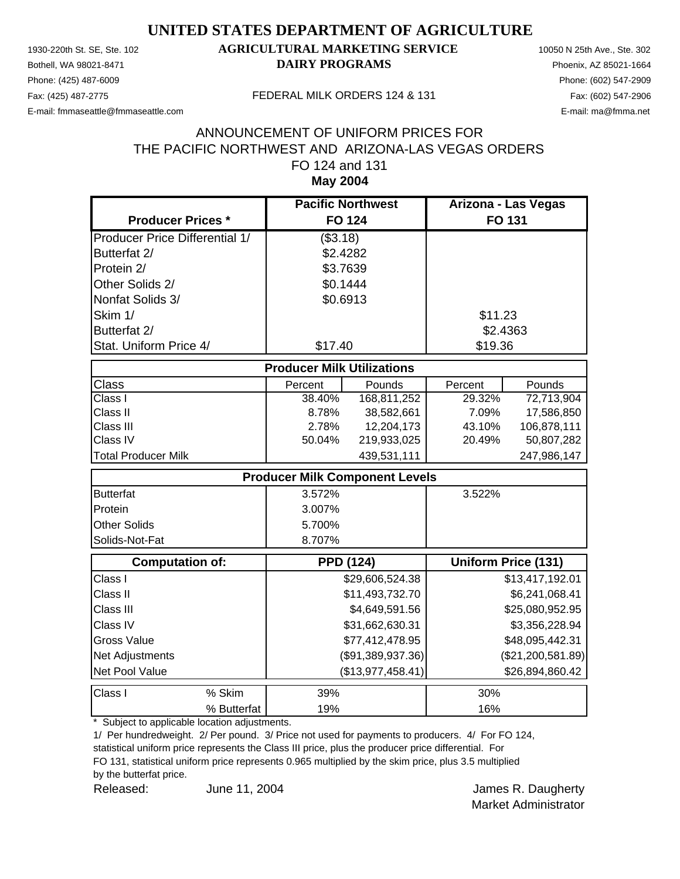# UNITED STATES DEPARTMENT OF AGRICULTURE

## AGRICULTURAL MARKETING SERVICE

## DAIRY PROGRAMS

1930-220th St. SE, Ste. 102
Bothell, WA 98021-8471
Phone: (425) 487-6009
Fax: (425) 487-2775
E-mail: fmmaseattle@fmmaseattle.com

10050 N 25th Ave., Ste. 302
Phoenix, AZ 85021-1664
Phone: (602) 547-2909
Fax: (602) 547-2906
E-mail: ma@fmma.net

FEDERAL MILK ORDERS 124 & 131

ANNOUNCEMENT OF UNIFORM PRICES FOR
THE PACIFIC NORTHWEST AND ARIZONA-LAS VEGAS ORDERS
FO 124 and 131
**May 2004**

| Producer Prices * | Pacific Northwest FO 124 | | Arizona - Las Vegas FO 131 | |
|---|---|---|---|---|
| Producer Price Differential 1/ | ($3.18) | | | |
| Butterfat 2/ | $2.4282 | | | |
| Protein 2/ | $3.7639 | | | |
| Other Solids 2/ | $0.1444 | | | |
| Nonfat Solids 3/ | $0.6913 | | | |
| Skim 1/ | | | $11.23 | |
| Butterfat 2/ | | | $2.4363 | |
| Stat. Uniform Price 4/ | $17.40 | | $19.36 | |
| **Producer Milk Utilizations** | | | | |
| Class | Percent | Pounds | Percent | Pounds |
| Class I | 38.40% | 168,811,252 | 29.32% | 72,713,904 |
| Class II | 8.78% | 38,582,661 | 7.09% | 17,586,850 |
| Class III | 2.78% | 12,204,173 | 43.10% | 106,878,111 |
| Class IV | 50.04% | 219,933,025 | 20.49% | 50,807,282 |
| Total Producer Milk | | 439,531,111 | | 247,986,147 |
| **Producer Milk Component Levels** | | | | |
| Butterfat | 3.572% | | 3.522% | |
| Protein | 3.007% | | | |
| Other Solids | 5.700% | | | |
| Solids-Not-Fat | 8.707% | | | |
| **Computation of:** | **PPD (124)** | | **Uniform Price (131)** | |
| Class I | | $29,606,524.38 | | $13,417,192.01 |
| Class II | | $11,493,732.70 | | $6,241,068.41 |
| Class III | | $4,649,591.56 | | $25,080,952.95 |
| Class IV | | $31,662,630.31 | | $3,356,228.94 |
| Gross Value | | $77,412,478.95 | | $48,095,442.31 |
| Net Adjustments | | ($91,389,937.36) | | ($21,200,581.89) |
| Net Pool Value | | ($13,977,458.41) | | $26,894,860.42 |
| Class I % Skim | 39% | | 30% | |
| % Butterfat | 19% | | 16% | |

\* Subject to applicable location adjustments.

1/ Per hundredweight. 2/ Per pound. 3/ Price not used for payments to producers. 4/ For FO 124, statistical uniform price represents the Class III price, plus the producer price differential. For FO 131, statistical uniform price represents 0.965 multiplied by the skim price, plus 3.5 multiplied by the butterfat price.

Released: June 11, 2004

James R. Daugherty
Market Administrator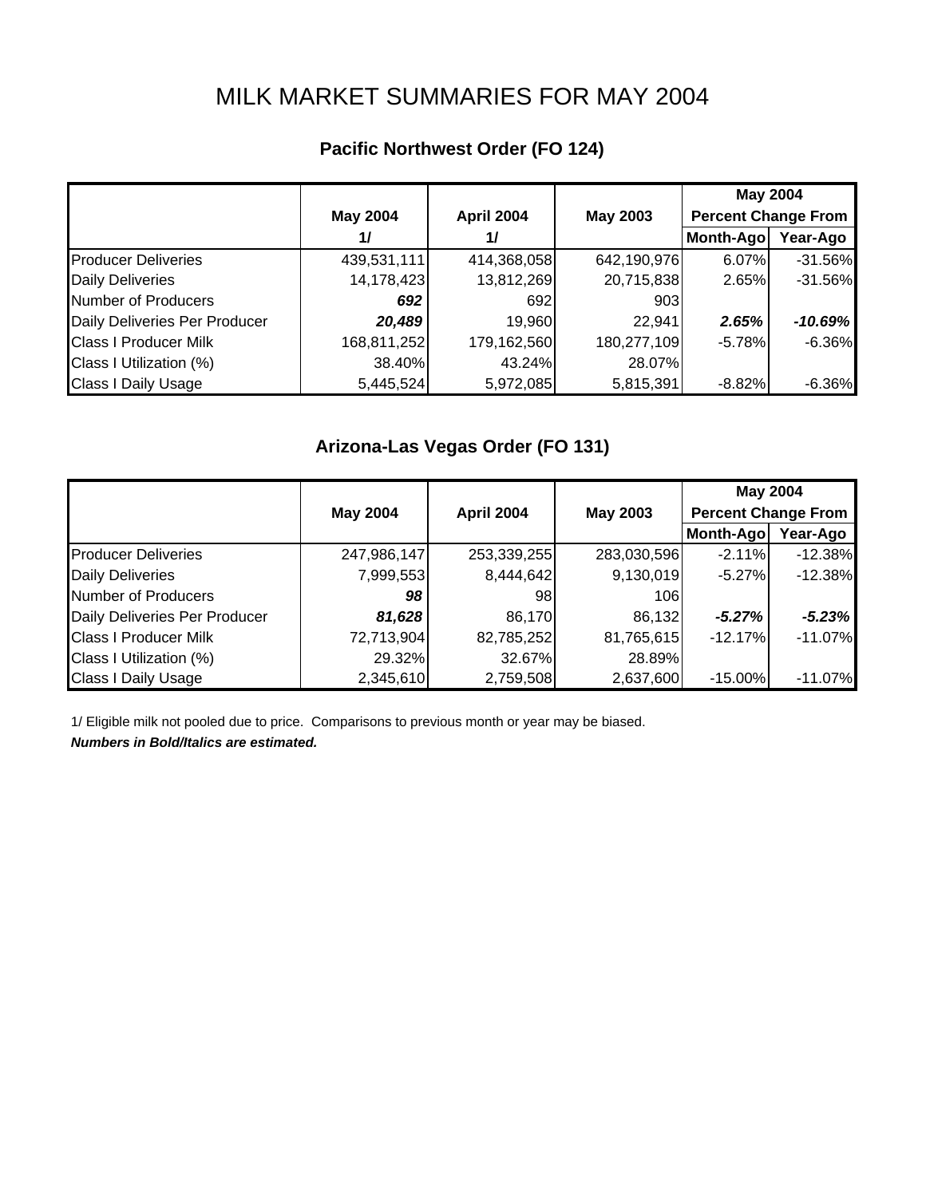# MILK MARKET SUMMARIES FOR MAY 2004

## Pacific Northwest Order (FO 124)

| | May 2004 | April 2004 | May 2003 | May 2004 Percent Change From | |
|---|---|---|---|---|---|
| | 1/ | 1/ | | Month-Ago | Year-Ago |
| Producer Deliveries | 439,531,111 | 414,368,058 | 642,190,976 | 6.07% | -31.56% |
| Daily Deliveries | 14,178,423 | 13,812,269 | 20,715,838 | 2.65% | -31.56% |
| Number of Producers | ***692*** | 692 | 903 | | |
| Daily Deliveries Per Producer | ***20,489*** | 19,960 | 22,941 | ***2.65%*** | ***-10.69%*** |
| Class I Producer Milk | 168,811,252 | 179,162,560 | 180,277,109 | -5.78% | -6.36% |
| Class I Utilization (%) | 38.40% | 43.24% | 28.07% | | |
| Class I Daily Usage | 5,445,524 | 5,972,085 | 5,815,391 | -8.82% | -6.36% |

## Arizona-Las Vegas Order (FO 131)

| | May 2004 | April 2004 | May 2003 | May 2004 Percent Change From | |
|---|---|---|---|---|---|
| | | | | Month-Ago | Year-Ago |
| Producer Deliveries | 247,986,147 | 253,339,255 | 283,030,596 | -2.11% | -12.38% |
| Daily Deliveries | 7,999,553 | 8,444,642 | 9,130,019 | -5.27% | -12.38% |
| Number of Producers | ***98*** | 98 | 106 | | |
| Daily Deliveries Per Producer | ***81,628*** | 86,170 | 86,132 | ***-5.27%*** | ***-5.23%*** |
| Class I Producer Milk | 72,713,904 | 82,785,252 | 81,765,615 | -12.17% | -11.07% |
| Class I Utilization (%) | 29.32% | 32.67% | 28.89% | | |
| Class I Daily Usage | 2,345,610 | 2,759,508 | 2,637,600 | -15.00% | -11.07% |

1/ Eligible milk not pooled due to price. Comparisons to previous month or year may be biased.

***Numbers in Bold/Italics are estimated.***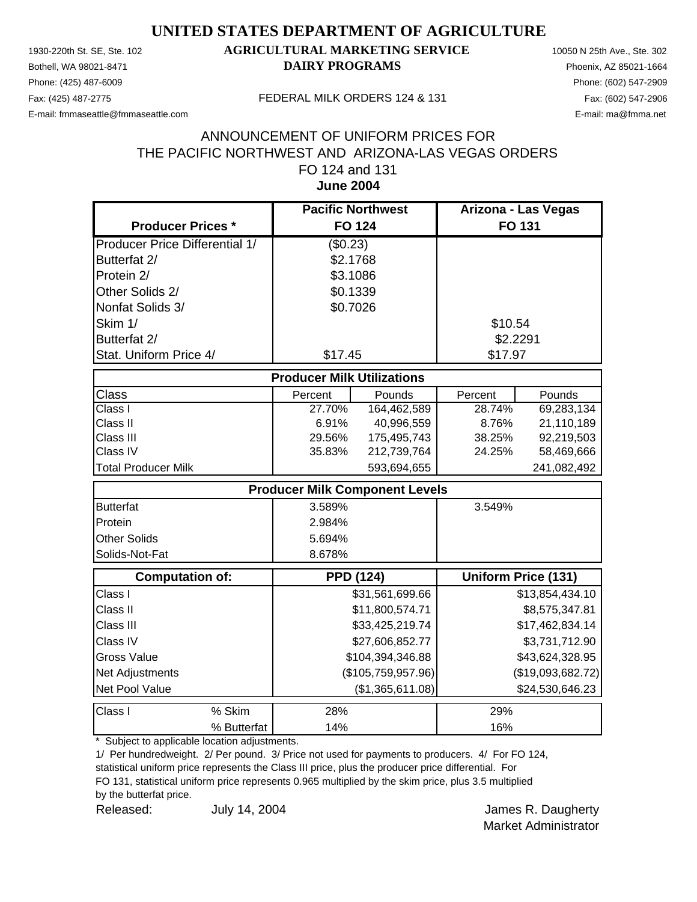# UNITED STATES DEPARTMENT OF AGRICULTURE

## AGRICULTURAL MARKETING SERVICE
## DAIRY PROGRAMS

1930-220th St. SE, Ste. 102
Bothell, WA 98021-8471
Phone: (425) 487-6009
Fax: (425) 487-2775
E-mail: fmmaseattle@fmmaseattle.com

10050 N 25th Ave., Ste. 302
Phoenix, AZ 85021-1664
Phone: (602) 547-2909
Fax: (602) 547-2906
E-mail: ma@fmma.net

FEDERAL MILK ORDERS 124 & 131

ANNOUNCEMENT OF UNIFORM PRICES FOR
THE PACIFIC NORTHWEST AND ARIZONA-LAS VEGAS ORDERS
FO 124 and 131
**June 2004**

| Producer Prices * | Pacific Northwest FO 124 | Arizona - Las Vegas FO 131 |
|---|---|---|
| Producer Price Differential 1/ | ($0.23) | |
| Butterfat 2/ | $2.1768 | |
| Protein 2/ | $3.1086 | |
| Other Solids 2/ | $0.1339 | |
| Nonfat Solids 3/ | $0.7026 | |
| Skim 1/ | | $10.54 |
| Butterfat 2/ | | $2.2291 |
| Stat. Uniform Price 4/ | $17.45 | $17.97 |

| Producer Milk Utilizations | | | | |
|---|---|---|---|---|
| Class | Percent | Pounds | Percent | Pounds |
| Class I | 27.70% | 164,462,589 | 28.74% | 69,283,134 |
| Class II | 6.91% | 40,996,559 | 8.76% | 21,110,189 |
| Class III | 29.56% | 175,495,743 | 38.25% | 92,219,503 |
| Class IV | 35.83% | 212,739,764 | 24.25% | 58,469,666 |
| Total Producer Milk | | 593,694,655 | | 241,082,492 |

| Producer Milk Component Levels | | |
|---|---|---|
| Butterfat | 3.589% | 3.549% |
| Protein | 2.984% | |
| Other Solids | 5.694% | |
| Solids-Not-Fat | 8.678% | |

| Computation of: | PPD (124) | Uniform Price (131) |
|---|---|---|
| Class I | $31,561,699.66 | $13,854,434.10 |
| Class II | $11,800,574.71 | $8,575,347.81 |
| Class III | $33,425,219.74 | $17,462,834.14 |
| Class IV | $27,606,852.77 | $3,731,712.90 |
| Gross Value | $104,394,346.88 | $43,624,328.95 |
| Net Adjustments | ($105,759,957.96) | ($19,093,682.72) |
| Net Pool Value | ($1,365,611.08) | $24,530,646.23 |

| Class I | | FO 124 | FO 131 |
|---|---|---|---|
| | % Skim | 28% | 29% |
| | % Butterfat | 14% | 16% |

\* Subject to applicable location adjustments.

1/ Per hundredweight. 2/ Per pound. 3/ Price not used for payments to producers. 4/ For FO 124, statistical uniform price represents the Class III price, plus the producer price differential. For FO 131, statistical uniform price represents 0.965 multiplied by the skim price, plus 3.5 multiplied by the butterfat price.

Released: July 14, 2004

James R. Daugherty
Market Administrator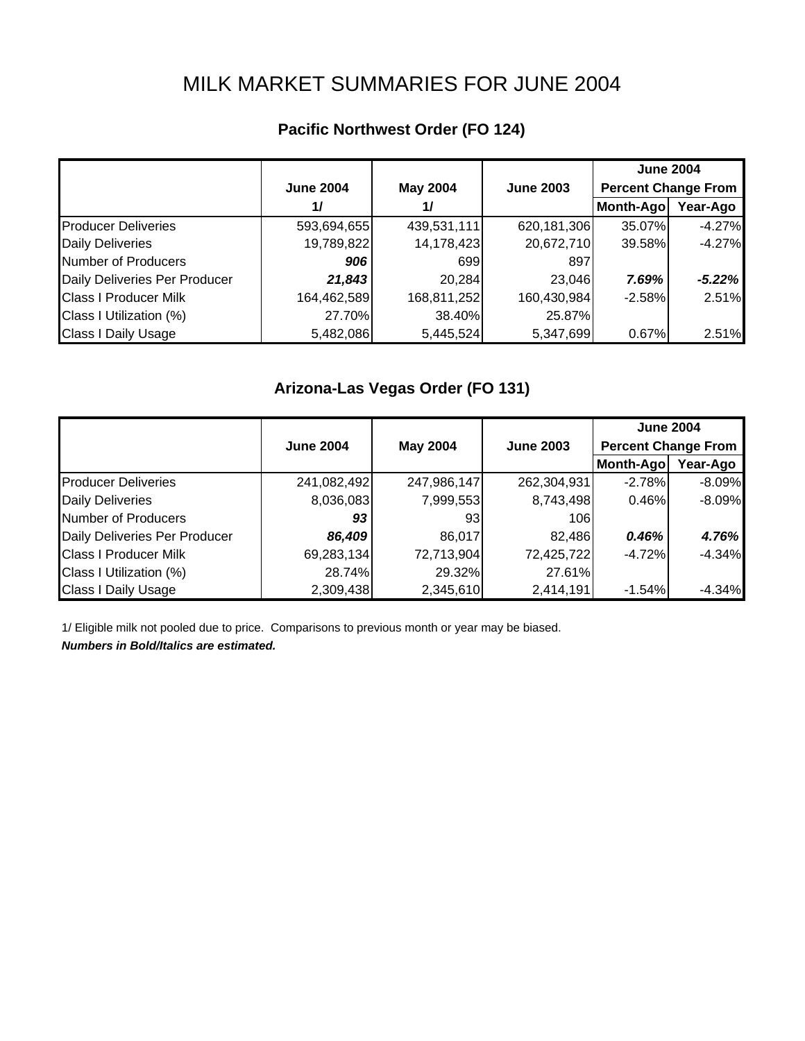# MILK MARKET SUMMARIES FOR JUNE 2004

## Pacific Northwest Order (FO 124)

| | June 2004 1/ | May 2004 1/ | June 2003 | June 2004 Percent Change From Month-Ago | June 2004 Percent Change From Year-Ago |
|---|---|---|---|---|---|
| Producer Deliveries | 593,694,655 | 439,531,111 | 620,181,306 | 35.07% | -4.27% |
| Daily Deliveries | 19,789,822 | 14,178,423 | 20,672,710 | 39.58% | -4.27% |
| Number of Producers | ***906*** | 699 | 897 | | |
| Daily Deliveries Per Producer | ***21,843*** | 20,284 | 23,046 | ***7.69%*** | ***-5.22%*** |
| Class I Producer Milk | 164,462,589 | 168,811,252 | 160,430,984 | -2.58% | 2.51% |
| Class I Utilization (%) | 27.70% | 38.40% | 25.87% | | |
| Class I Daily Usage | 5,482,086 | 5,445,524 | 5,347,699 | 0.67% | 2.51% |

## Arizona-Las Vegas Order (FO 131)

| | June 2004 | May 2004 | June 2003 | June 2004 Percent Change From Month-Ago | June 2004 Percent Change From Year-Ago |
|---|---|---|---|---|---|
| Producer Deliveries | 241,082,492 | 247,986,147 | 262,304,931 | -2.78% | -8.09% |
| Daily Deliveries | 8,036,083 | 7,999,553 | 8,743,498 | 0.46% | -8.09% |
| Number of Producers | ***93*** | 93 | 106 | | |
| Daily Deliveries Per Producer | ***86,409*** | 86,017 | 82,486 | ***0.46%*** | ***4.76%*** |
| Class I Producer Milk | 69,283,134 | 72,713,904 | 72,425,722 | -4.72% | -4.34% |
| Class I Utilization (%) | 28.74% | 29.32% | 27.61% | | |
| Class I Daily Usage | 2,309,438 | 2,345,610 | 2,414,191 | -1.54% | -4.34% |

1/ Eligible milk not pooled due to price. Comparisons to previous month or year may be biased.

***Numbers in Bold/Italics are estimated.***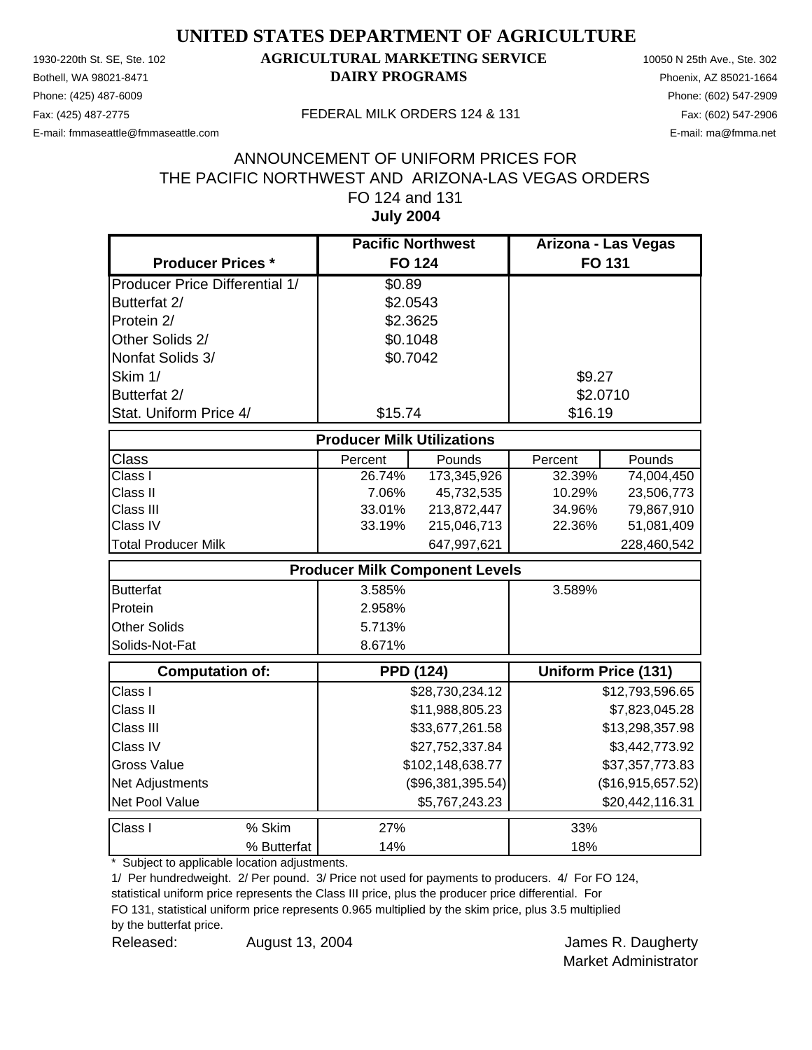# UNITED STATES DEPARTMENT OF AGRICULTURE

## AGRICULTURAL MARKETING SERVICE

## DAIRY PROGRAMS

1930-220th St. SE, Ste. 102
Bothell, WA 98021-8471
Phone: (425) 487-6009
Fax: (425) 487-2775
E-mail: fmmaseattle@fmmaseattle.com

10050 N 25th Ave., Ste. 302
Phoenix, AZ 85021-1664
Phone: (602) 547-2909
Fax: (602) 547-2906
E-mail: ma@fmma.net

FEDERAL MILK ORDERS 124 & 131

ANNOUNCEMENT OF UNIFORM PRICES FOR
THE PACIFIC NORTHWEST AND ARIZONA-LAS VEGAS ORDERS
FO 124 and 131
**July 2004**

| Producer Prices * | Pacific Northwest FO 124 | | Arizona - Las Vegas FO 131 | |
|---|---|---|---|---|
| Producer Price Differential 1/ | $0.89 | | | |
| Butterfat 2/ | $2.0543 | | | |
| Protein 2/ | $2.3625 | | | |
| Other Solids 2/ | $0.1048 | | | |
| Nonfat Solids 3/ | $0.7042 | | | |
| Skim 1/ | | | $9.27 | |
| Butterfat 2/ | | | $2.0710 | |
| Stat. Uniform Price 4/ | $15.74 | | $16.19 | |
| **Producer Milk Utilizations** | | | | |
| Class | Percent | Pounds | Percent | Pounds |
| Class I | 26.74% | 173,345,926 | 32.39% | 74,004,450 |
| Class II | 7.06% | 45,732,535 | 10.29% | 23,506,773 |
| Class III | 33.01% | 213,872,447 | 34.96% | 79,867,910 |
| Class IV | 33.19% | 215,046,713 | 22.36% | 51,081,409 |
| Total Producer Milk | | 647,997,621 | | 228,460,542 |
| **Producer Milk Component Levels** | | | | |
| Butterfat | 3.585% | | 3.589% | |
| Protein | 2.958% | | | |
| Other Solids | 5.713% | | | |
| Solids-Not-Fat | 8.671% | | | |
| **Computation of:** | **PPD (124)** | | **Uniform Price (131)** | |
| Class I | | $28,730,234.12 | | $12,793,596.65 |
| Class II | | $11,988,805.23 | | $7,823,045.28 |
| Class III | | $33,677,261.58 | | $13,298,357.98 |
| Class IV | | $27,752,337.84 | | $3,442,773.92 |
| Gross Value | | $102,148,638.77 | | $37,357,773.83 |
| Net Adjustments | | ($96,381,395.54) | | ($16,915,657.52) |
| Net Pool Value | | $5,767,243.23 | | $20,442,116.31 |
| Class I % Skim | 27% | | 33% | |
| Class I % Butterfat | 14% | | 18% | |

\* Subject to applicable location adjustments.

1/ Per hundredweight. 2/ Per pound. 3/ Price not used for payments to producers. 4/ For FO 124, statistical uniform price represents the Class III price, plus the producer price differential. For FO 131, statistical uniform price represents 0.965 multiplied by the skim price, plus 3.5 multiplied by the butterfat price.

Released: August 13, 2004

James R. Daugherty
Market Administrator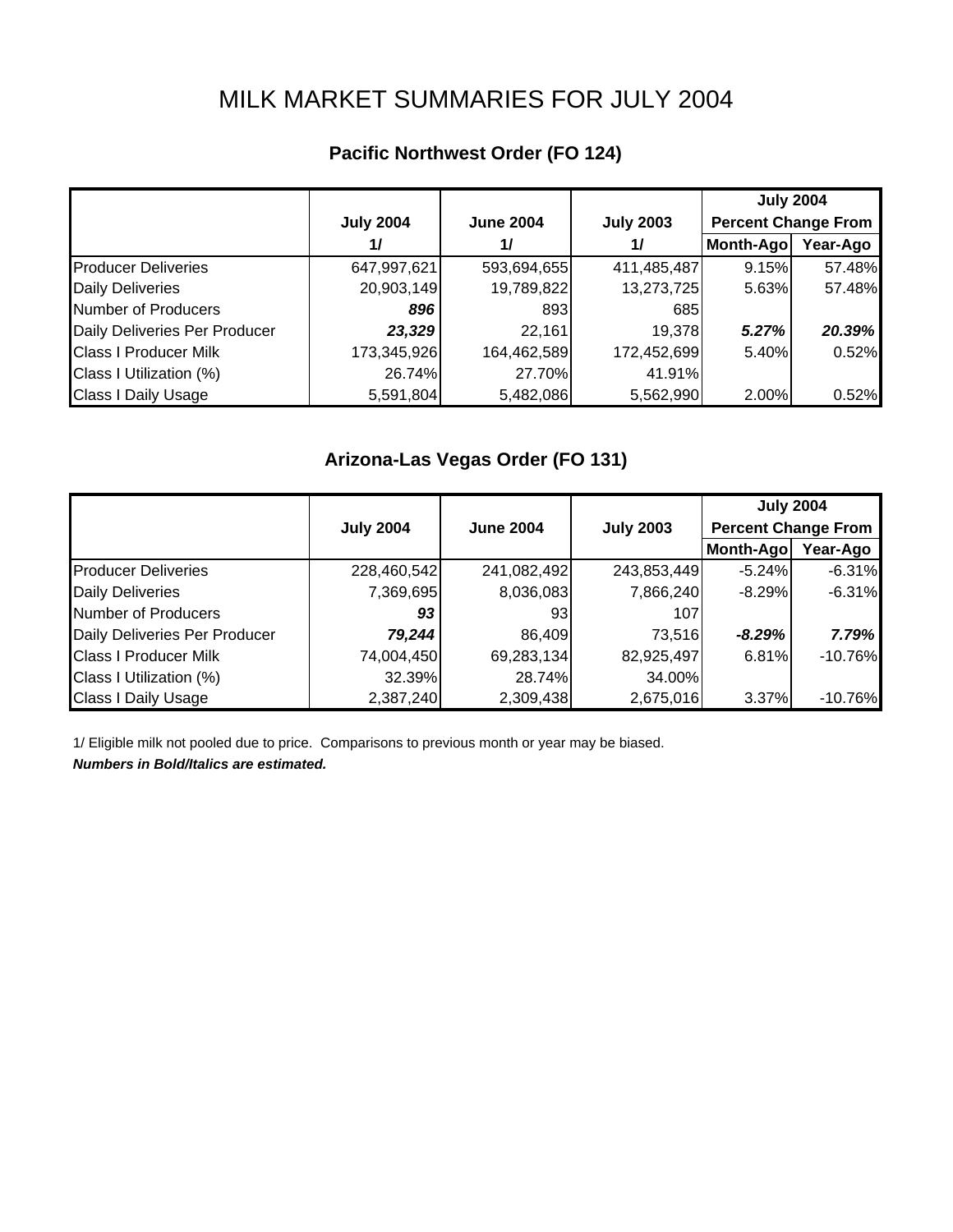# MILK MARKET SUMMARIES FOR JULY 2004

## Pacific Northwest Order (FO 124)

| | July 2004 1/ | June 2004 1/ | July 2003 1/ | July 2004 Percent Change From Month-Ago | Year-Ago |
|---|---|---|---|---|---|
| Producer Deliveries | 647,997,621 | 593,694,655 | 411,485,487 | 9.15% | 57.48% |
| Daily Deliveries | 20,903,149 | 19,789,822 | 13,273,725 | 5.63% | 57.48% |
| Number of Producers | ***896*** | 893 | 685 | | |
| Daily Deliveries Per Producer | ***23,329*** | 22,161 | 19,378 | ***5.27%*** | ***20.39%*** |
| Class I Producer Milk | 173,345,926 | 164,462,589 | 172,452,699 | 5.40% | 0.52% |
| Class I Utilization (%) | 26.74% | 27.70% | 41.91% | | |
| Class I Daily Usage | 5,591,804 | 5,482,086 | 5,562,990 | 2.00% | 0.52% |

## Arizona-Las Vegas Order (FO 131)

| | July 2004 | June 2004 | July 2003 | July 2004 Percent Change From Month-Ago | Year-Ago |
|---|---|---|---|---|---|
| Producer Deliveries | 228,460,542 | 241,082,492 | 243,853,449 | -5.24% | -6.31% |
| Daily Deliveries | 7,369,695 | 8,036,083 | 7,866,240 | -8.29% | -6.31% |
| Number of Producers | ***93*** | 93 | 107 | | |
| Daily Deliveries Per Producer | ***79,244*** | 86,409 | 73,516 | ***-8.29%*** | ***7.79%*** |
| Class I Producer Milk | 74,004,450 | 69,283,134 | 82,925,497 | 6.81% | -10.76% |
| Class I Utilization (%) | 32.39% | 28.74% | 34.00% | | |
| Class I Daily Usage | 2,387,240 | 2,309,438 | 2,675,016 | 3.37% | -10.76% |

1/ Eligible milk not pooled due to price. Comparisons to previous month or year may be biased.

***Numbers in Bold/Italics are estimated.***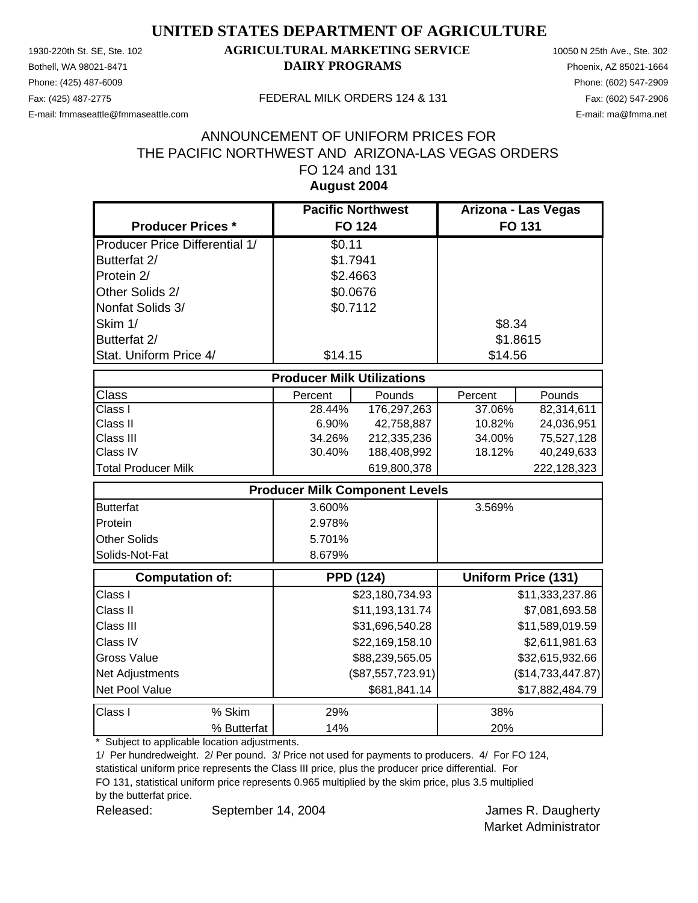# UNITED STATES DEPARTMENT OF AGRICULTURE

## AGRICULTURAL MARKETING SERVICE
## DAIRY PROGRAMS

1930-220th St. SE, Ste. 102
Bothell, WA 98021-8471
Phone: (425) 487-6009
Fax: (425) 487-2775
E-mail: fmmaseattle@fmmaseattle.com

10050 N 25th Ave., Ste. 302
Phoenix, AZ 85021-1664
Phone: (602) 547-2909
Fax: (602) 547-2906
E-mail: ma@fmma.net

FEDERAL MILK ORDERS 124 & 131

ANNOUNCEMENT OF UNIFORM PRICES FOR
THE PACIFIC NORTHWEST AND ARIZONA-LAS VEGAS ORDERS
FO 124 and 131
**August 2004**

| Producer Prices * | Pacific Northwest FO 124 | Arizona - Las Vegas FO 131 |
|---|---|---|
| Producer Price Differential 1/ | $0.11 | |
| Butterfat 2/ | $1.7941 | |
| Protein 2/ | $2.4663 | |
| Other Solids 2/ | $0.0676 | |
| Nonfat Solids 3/ | $0.7112 | |
| Skim 1/ | | $8.34 |
| Butterfat 2/ | | $1.8615 |
| Stat. Uniform Price 4/ | $14.15 | $14.56 |

**Producer Milk Utilizations**

| Class | FO 124 Percent | FO 124 Pounds | FO 131 Percent | FO 131 Pounds |
|---|---|---|---|---|
| Class I | 28.44% | 176,297,263 | 37.06% | 82,314,611 |
| Class II | 6.90% | 42,758,887 | 10.82% | 24,036,951 |
| Class III | 34.26% | 212,335,236 | 34.00% | 75,527,128 |
| Class IV | 30.40% | 188,408,992 | 18.12% | 40,249,633 |
| Total Producer Milk | | 619,800,378 | | 222,128,323 |

**Producer Milk Component Levels**

| | FO 124 | FO 131 |
|---|---|---|
| Butterfat | 3.600% | 3.569% |
| Protein | 2.978% | |
| Other Solids | 5.701% | |
| Solids-Not-Fat | 8.679% | |

| Computation of: | PPD (124) | Uniform Price (131) |
|---|---|---|
| Class I | $23,180,734.93 | $11,333,237.86 |
| Class II | $11,193,131.74 | $7,081,693.58 |
| Class III | $31,696,540.28 | $11,589,019.59 |
| Class IV | $22,169,158.10 | $2,611,981.63 |
| Gross Value | $88,239,565.05 | $32,615,932.66 |
| Net Adjustments | ($87,557,723.91) | ($14,733,447.87) |
| Net Pool Value | $681,841.14 | $17,882,484.79 |

| Class I | | FO 124 | FO 131 |
|---|---|---|---|
| | % Skim | 29% | 38% |
| | % Butterfat | 14% | 20% |

\* Subject to applicable location adjustments.

1/ Per hundredweight. 2/ Per pound. 3/ Price not used for payments to producers. 4/ For FO 124, statistical uniform price represents the Class III price, plus the producer price differential. For FO 131, statistical uniform price represents 0.965 multiplied by the skim price, plus 3.5 multiplied by the butterfat price.

Released: September 14, 2004

James R. Daugherty
Market Administrator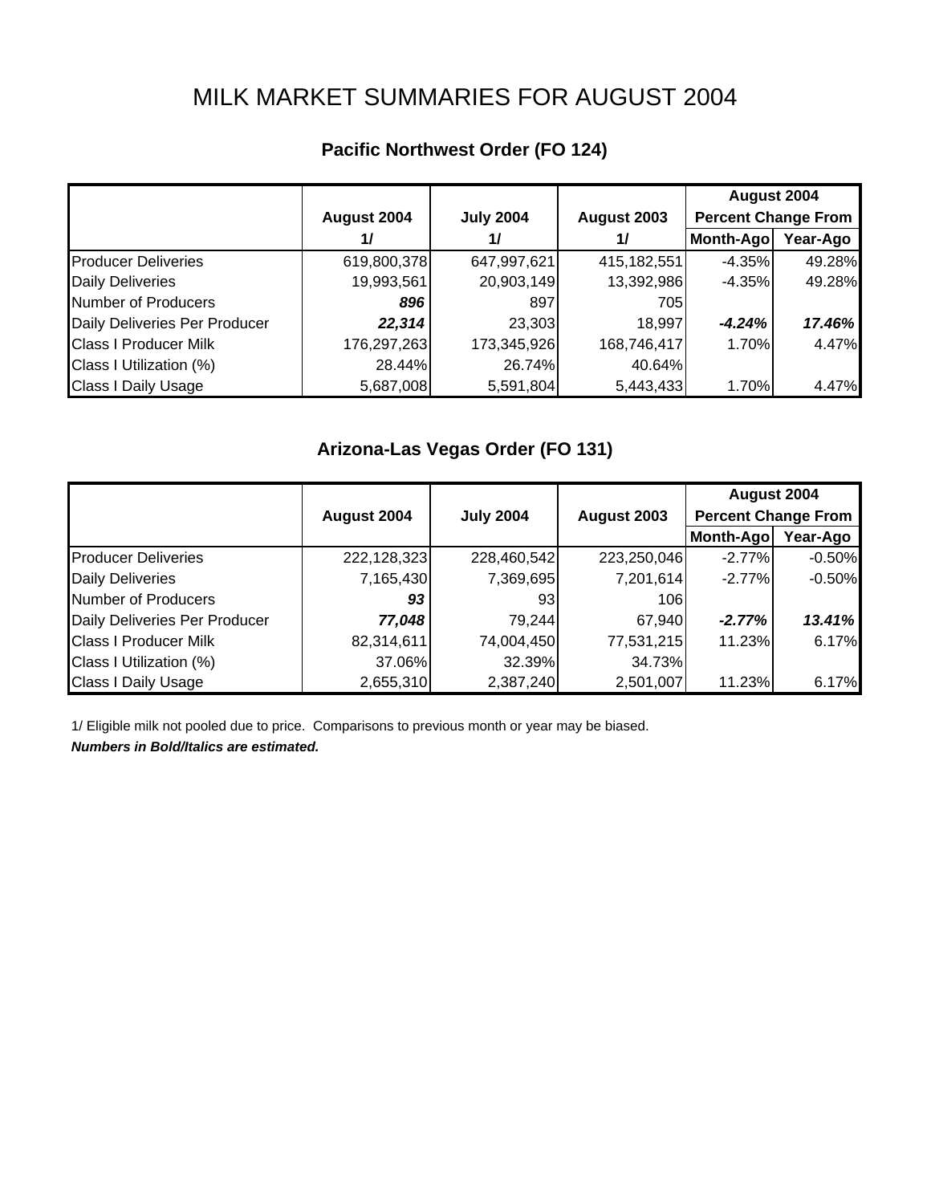# MILK MARKET SUMMARIES FOR AUGUST 2004

## Pacific Northwest Order (FO 124)

| | August 2004 1/ | July 2004 1/ | August 2003 1/ | August 2004 Percent Change From Month-Ago | Year-Ago |
|---|---|---|---|---|---|
| Producer Deliveries | 619,800,378 | 647,997,621 | 415,182,551 | -4.35% | 49.28% |
| Daily Deliveries | 19,993,561 | 20,903,149 | 13,392,986 | -4.35% | 49.28% |
| Number of Producers | ***896*** | 897 | 705 | | |
| Daily Deliveries Per Producer | ***22,314*** | 23,303 | 18,997 | ***-4.24%*** | ***17.46%*** |
| Class I Producer Milk | 176,297,263 | 173,345,926 | 168,746,417 | 1.70% | 4.47% |
| Class I Utilization (%) | 28.44% | 26.74% | 40.64% | | |
| Class I Daily Usage | 5,687,008 | 5,591,804 | 5,443,433 | 1.70% | 4.47% |

## Arizona-Las Vegas Order (FO 131)

| | August 2004 | July 2004 | August 2003 | August 2004 Percent Change From Month-Ago | Year-Ago |
|---|---|---|---|---|---|
| Producer Deliveries | 222,128,323 | 228,460,542 | 223,250,046 | -2.77% | -0.50% |
| Daily Deliveries | 7,165,430 | 7,369,695 | 7,201,614 | -2.77% | -0.50% |
| Number of Producers | ***93*** | 93 | 106 | | |
| Daily Deliveries Per Producer | ***77,048*** | 79,244 | 67,940 | ***-2.77%*** | ***13.41%*** |
| Class I Producer Milk | 82,314,611 | 74,004,450 | 77,531,215 | 11.23% | 6.17% |
| Class I Utilization (%) | 37.06% | 32.39% | 34.73% | | |
| Class I Daily Usage | 2,655,310 | 2,387,240 | 2,501,007 | 11.23% | 6.17% |

1/ Eligible milk not pooled due to price. Comparisons to previous month or year may be biased.

***Numbers in Bold/Italics are estimated.***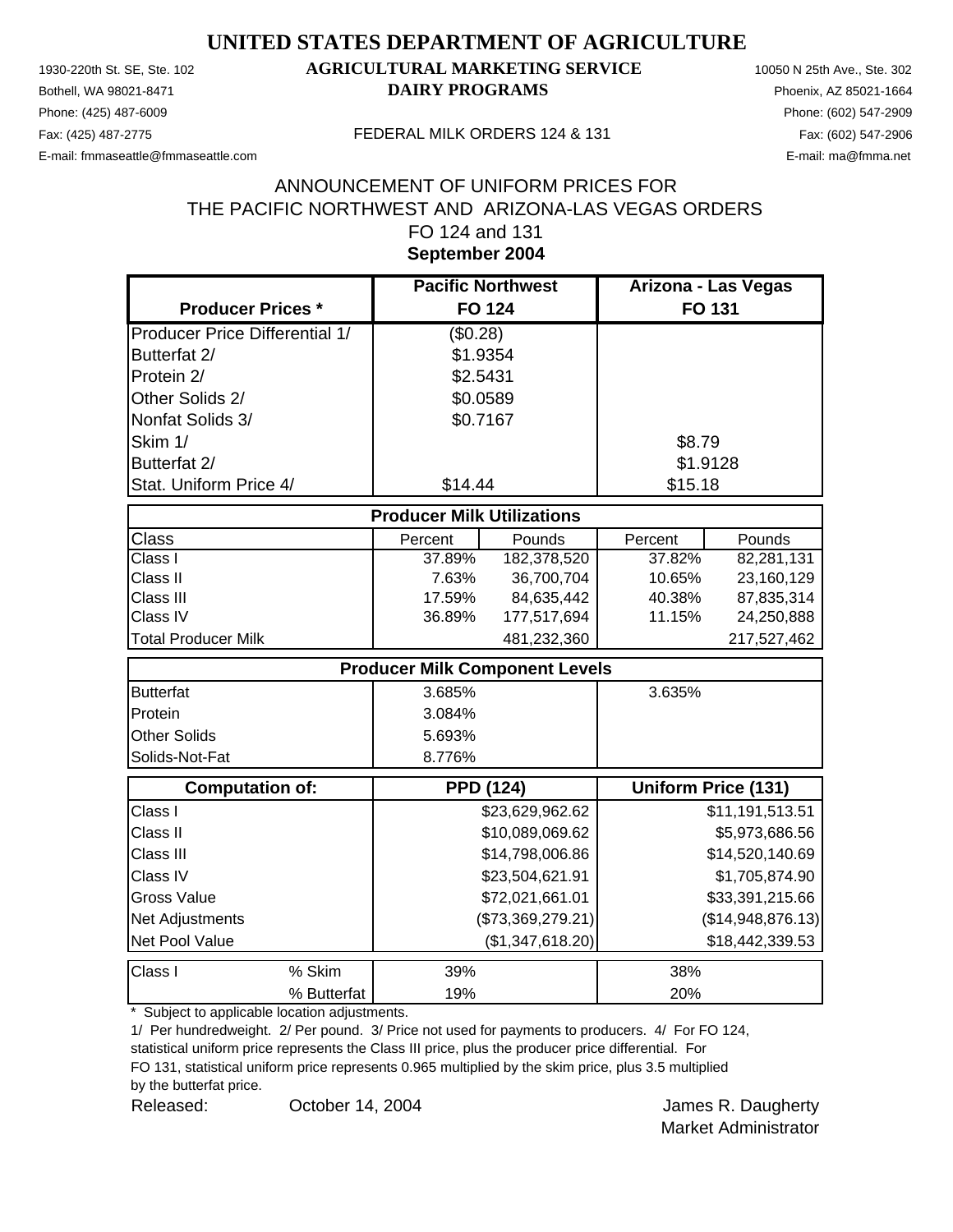# UNITED STATES DEPARTMENT OF AGRICULTURE

## AGRICULTURAL MARKETING SERVICE
## DAIRY PROGRAMS

1930-220th St. SE, Ste. 102
Bothell, WA 98021-8471
Phone: (425) 487-6009
Fax: (425) 487-2775
E-mail: fmmaseattle@fmmaseattle.com

10050 N 25th Ave., Ste. 302
Phoenix, AZ 85021-1664
Phone: (602) 547-2909
Fax: (602) 547-2906
E-mail: ma@fmma.net

FEDERAL MILK ORDERS 124 & 131

ANNOUNCEMENT OF UNIFORM PRICES FOR
THE PACIFIC NORTHWEST AND ARIZONA-LAS VEGAS ORDERS
FO 124 and 131
**September 2004**

| Producer Prices * | Pacific Northwest FO 124 | | Arizona - Las Vegas FO 131 | |
|---|---|---|---|---|
| Producer Price Differential 1/ | ($0.28) | | | |
| Butterfat 2/ | $1.9354 | | | |
| Protein 2/ | $2.5431 | | | |
| Other Solids 2/ | $0.0589 | | | |
| Nonfat Solids 3/ | $0.7167 | | | |
| Skim 1/ | | | $8.79 | |
| Butterfat 2/ | | | $1.9128 | |
| Stat. Uniform Price 4/ | $14.44 | | $15.18 | |
| **Producer Milk Utilizations** | | | | |
| Class | Percent | Pounds | Percent | Pounds |
| Class I | 37.89% | 182,378,520 | 37.82% | 82,281,131 |
| Class II | 7.63% | 36,700,704 | 10.65% | 23,160,129 |
| Class III | 17.59% | 84,635,442 | 40.38% | 87,835,314 |
| Class IV | 36.89% | 177,517,694 | 11.15% | 24,250,888 |
| Total Producer Milk | | 481,232,360 | | 217,527,462 |
| **Producer Milk Component Levels** | | | | |
| Butterfat | 3.685% | | 3.635% | |
| Protein | 3.084% | | | |
| Other Solids | 5.693% | | | |
| Solids-Not-Fat | 8.776% | | | |
| **Computation of:** | **PPD (124)** | | **Uniform Price (131)** | |
| Class I | | $23,629,962.62 | | $11,191,513.51 |
| Class II | | $10,089,069.62 | | $5,973,686.56 |
| Class III | | $14,798,006.86 | | $14,520,140.69 |
| Class IV | | $23,504,621.91 | | $1,705,874.90 |
| Gross Value | | $72,021,661.01 | | $33,391,215.66 |
| Net Adjustments | | ($73,369,279.21) | | ($14,948,876.13) |
| Net Pool Value | | ($1,347,618.20) | | $18,442,339.53 |
| Class I % Skim | 39% | | 38% | |
| % Butterfat | 19% | | 20% | |

\* Subject to applicable location adjustments.

1/ Per hundredweight. 2/ Per pound. 3/ Price not used for payments to producers. 4/ For FO 124, statistical uniform price represents the Class III price, plus the producer price differential. For FO 131, statistical uniform price represents 0.965 multiplied by the skim price, plus 3.5 multiplied by the butterfat price.

Released: October 14, 2004

James R. Daugherty
Market Administrator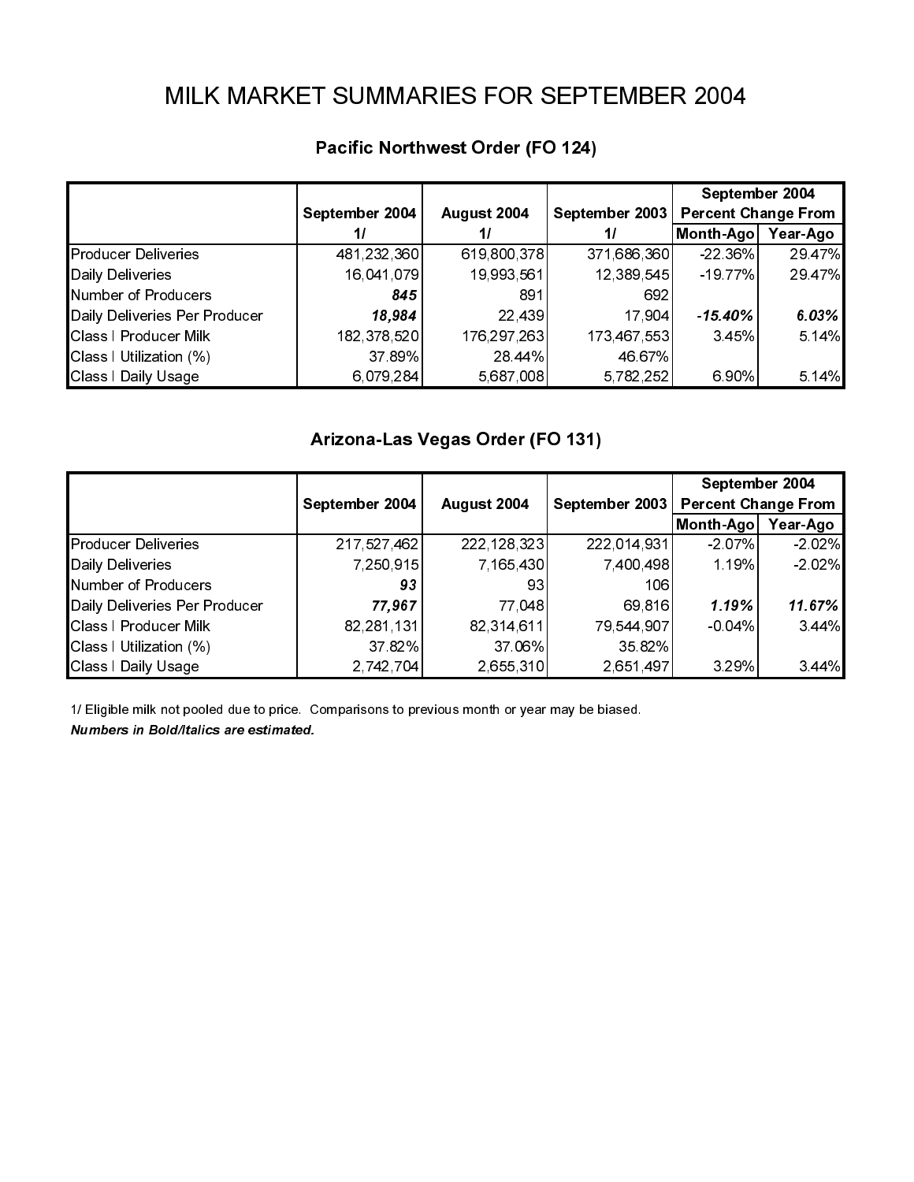# MILK MARKET SUMMARIES FOR SEPTEMBER 2004

## Pacific Northwest Order (FO 124)

| | September 2004 1/ | August 2004 1/ | September 2003 1/ | September 2004 Percent Change From Month-Ago | September 2004 Percent Change From Year-Ago |
|---|---|---|---|---|---|
| Producer Deliveries | 481,232,360 | 619,800,378 | 371,686,360 | -22.36% | 29.47% |
| Daily Deliveries | 16,041,079 | 19,993,561 | 12,389,545 | -19.77% | 29.47% |
| Number of Producers | ***845*** | 891 | 692 | | |
| Daily Deliveries Per Producer | ***18,984*** | 22,439 | 17,904 | ***-15.40%*** | ***6.03%*** |
| Class I Producer Milk | 182,378,520 | 176,297,263 | 173,467,553 | 3.45% | 5.14% |
| Class I Utilization (%) | 37.89% | 28.44% | 46.67% | | |
| Class I Daily Usage | 6,079,284 | 5,687,008 | 5,782,252 | 6.90% | 5.14% |

## Arizona-Las Vegas Order (FO 131)

| | September 2004 | August 2004 | September 2003 | September 2004 Percent Change From Month-Ago | September 2004 Percent Change From Year-Ago |
|---|---|---|---|---|---|
| Producer Deliveries | 217,527,462 | 222,128,323 | 222,014,931 | -2.07% | -2.02% |
| Daily Deliveries | 7,250,915 | 7,165,430 | 7,400,498 | 1.19% | -2.02% |
| Number of Producers | ***93*** | 93 | 106 | | |
| Daily Deliveries Per Producer | ***77,967*** | 77,048 | 69,816 | ***1.19%*** | ***11.67%*** |
| Class I Producer Milk | 82,281,131 | 82,314,611 | 79,544,907 | -0.04% | 3.44% |
| Class I Utilization (%) | 37.82% | 37.06% | 35.82% | | |
| Class I Daily Usage | 2,742,704 | 2,655,310 | 2,651,497 | 3.29% | 3.44% |

1/ Eligible milk not pooled due to price. Comparisons to previous month or year may be biased.

***Numbers in Bold/Italics are estimated.***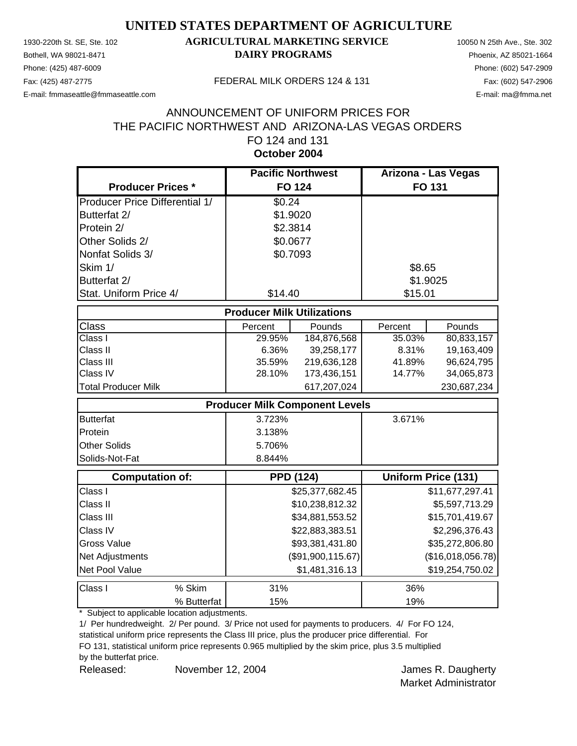# UNITED STATES DEPARTMENT OF AGRICULTURE

## AGRICULTURAL MARKETING SERVICE
## DAIRY PROGRAMS

1930-220th St. SE, Ste. 102
Bothell, WA 98021-8471
Phone: (425) 487-6009
Fax: (425) 487-2775
E-mail: fmmaseattle@fmmaseattle.com

10050 N 25th Ave., Ste. 302
Phoenix, AZ 85021-1664
Phone: (602) 547-2909
Fax: (602) 547-2906
E-mail: ma@fmma.net

FEDERAL MILK ORDERS 124 & 131

ANNOUNCEMENT OF UNIFORM PRICES FOR
THE PACIFIC NORTHWEST AND ARIZONA-LAS VEGAS ORDERS
FO 124 and 131
**October 2004**

| Producer Prices * | Pacific Northwest FO 124 | Arizona - Las Vegas FO 131 |
|---|---|---|
| Producer Price Differential 1/ | $0.24 | |
| Butterfat 2/ | $1.9020 | |
| Protein 2/ | $2.3814 | |
| Other Solids 2/ | $0.0677 | |
| Nonfat Solids 3/ | $0.7093 | |
| Skim 1/ | | $8.65 |
| Butterfat 2/ | | $1.9025 |
| Stat. Uniform Price 4/ | $14.40 | $15.01 |

| Producer Milk Utilizations | | | | |
|---|---|---|---|---|
| Class | Percent | Pounds | Percent | Pounds |
| Class I | 29.95% | 184,876,568 | 35.03% | 80,833,157 |
| Class II | 6.36% | 39,258,177 | 8.31% | 19,163,409 |
| Class III | 35.59% | 219,636,128 | 41.89% | 96,624,795 |
| Class IV | 28.10% | 173,436,151 | 14.77% | 34,065,873 |
| Total Producer Milk | | 617,207,024 | | 230,687,234 |

| Producer Milk Component Levels | FO 124 | FO 131 |
|---|---|---|
| Butterfat | 3.723% | 3.671% |
| Protein | 3.138% | |
| Other Solids | 5.706% | |
| Solids-Not-Fat | 8.844% | |

| Computation of: | PPD (124) | Uniform Price (131) |
|---|---|---|
| Class I | $25,377,682.45 | $11,677,297.41 |
| Class II | $10,238,812.32 | $5,597,713.29 |
| Class III | $34,881,553.52 | $15,701,419.67 |
| Class IV | $22,883,383.51 | $2,296,376.43 |
| Gross Value | $93,381,431.80 | $35,272,806.80 |
| Net Adjustments | ($91,900,115.67) | ($16,018,056.78) |
| Net Pool Value | $1,481,316.13 | $19,254,750.02 |

| Class I | | FO 124 | FO 131 |
|---|---|---|---|
| | % Skim | 31% | 36% |
| | % Butterfat | 15% | 19% |

\* Subject to applicable location adjustments.

1/ Per hundredweight. 2/ Per pound. 3/ Price not used for payments to producers. 4/ For FO 124, statistical uniform price represents the Class III price, plus the producer price differential. For FO 131, statistical uniform price represents 0.965 multiplied by the skim price, plus 3.5 multiplied by the butterfat price.

Released: November 12, 2004

James R. Daugherty
Market Administrator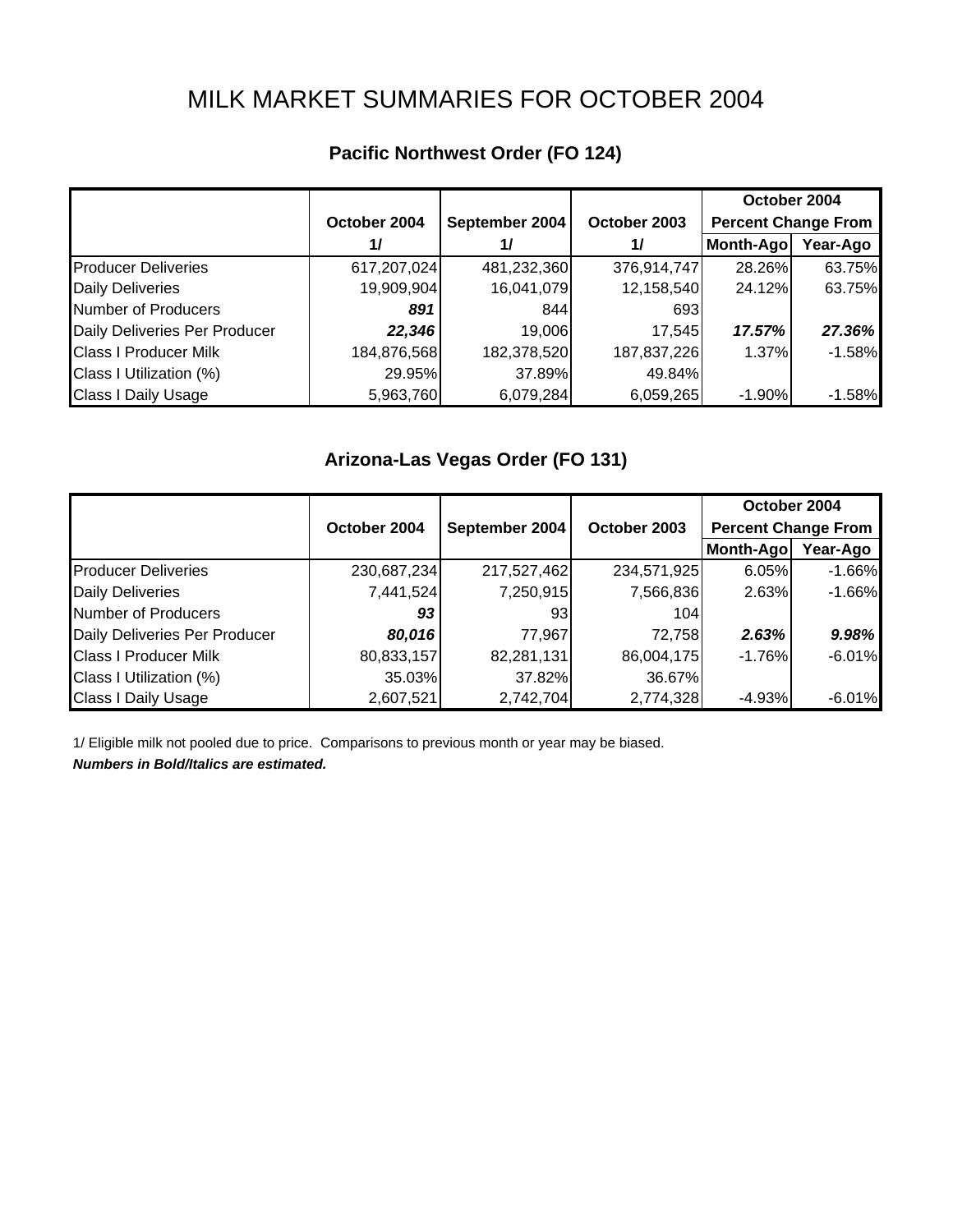# MILK MARKET SUMMARIES FOR OCTOBER 2004

## Pacific Northwest Order (FO 124)

| | October 2004 | September 2004 | October 2003 | October 2004 Percent Change From | |
|---|---|---|---|---|---|
| | 1/ | 1/ | 1/ | Month-Ago | Year-Ago |
| Producer Deliveries | 617,207,024 | 481,232,360 | 376,914,747 | 28.26% | 63.75% |
| Daily Deliveries | 19,909,904 | 16,041,079 | 12,158,540 | 24.12% | 63.75% |
| Number of Producers | ***891*** | 844 | 693 | | |
| Daily Deliveries Per Producer | ***22,346*** | 19,006 | 17,545 | ***17.57%*** | ***27.36%*** |
| Class I Producer Milk | 184,876,568 | 182,378,520 | 187,837,226 | 1.37% | -1.58% |
| Class I Utilization (%) | 29.95% | 37.89% | 49.84% | | |
| Class I Daily Usage | 5,963,760 | 6,079,284 | 6,059,265 | -1.90% | -1.58% |

## Arizona-Las Vegas Order (FO 131)

| | October 2004 | September 2004 | October 2003 | October 2004 Percent Change From | |
|---|---|---|---|---|---|
| | | | | Month-Ago | Year-Ago |
| Producer Deliveries | 230,687,234 | 217,527,462 | 234,571,925 | 6.05% | -1.66% |
| Daily Deliveries | 7,441,524 | 7,250,915 | 7,566,836 | 2.63% | -1.66% |
| Number of Producers | ***93*** | 93 | 104 | | |
| Daily Deliveries Per Producer | ***80,016*** | 77,967 | 72,758 | ***2.63%*** | ***9.98%*** |
| Class I Producer Milk | 80,833,157 | 82,281,131 | 86,004,175 | -1.76% | -6.01% |
| Class I Utilization (%) | 35.03% | 37.82% | 36.67% | | |
| Class I Daily Usage | 2,607,521 | 2,742,704 | 2,774,328 | -4.93% | -6.01% |

1/ Eligible milk not pooled due to price. Comparisons to previous month or year may be biased.

***Numbers in Bold/Italics are estimated.***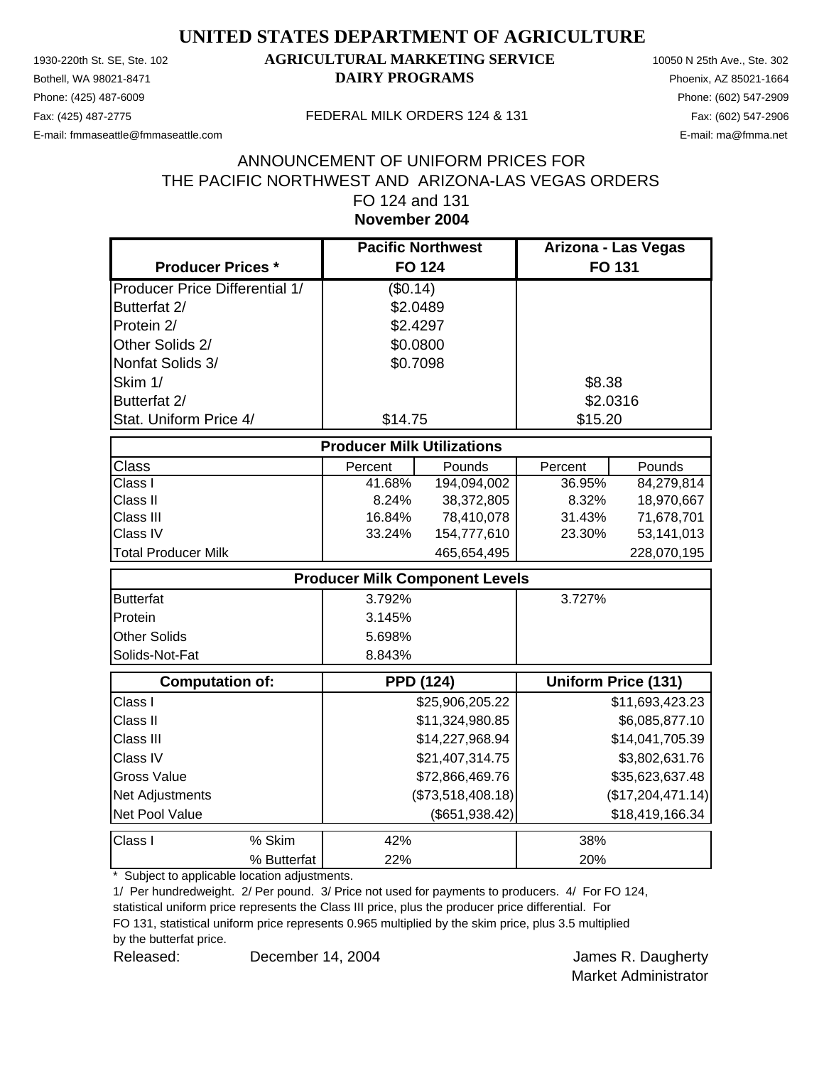# UNITED STATES DEPARTMENT OF AGRICULTURE

## AGRICULTURAL MARKETING SERVICE
## DAIRY PROGRAMS

1930-220th St. SE, Ste. 102
Bothell, WA 98021-8471
Phone: (425) 487-6009
Fax: (425) 487-2775
E-mail: fmmaseattle@fmmaseattle.com

10050 N 25th Ave., Ste. 302
Phoenix, AZ 85021-1664
Phone: (602) 547-2909
Fax: (602) 547-2906
E-mail: ma@fmma.net

FEDERAL MILK ORDERS 124 & 131

ANNOUNCEMENT OF UNIFORM PRICES FOR
THE PACIFIC NORTHWEST AND ARIZONA-LAS VEGAS ORDERS
FO 124 and 131
**November 2004**

| Producer Prices * | Pacific Northwest FO 124 | | Arizona - Las Vegas FO 131 | |
|---|---|---|---|---|
| Producer Price Differential 1/ | ($0.14) | | | |
| Butterfat 2/ | $2.0489 | | | |
| Protein 2/ | $2.4297 | | | |
| Other Solids 2/ | $0.0800 | | | |
| Nonfat Solids 3/ | $0.7098 | | | |
| Skim 1/ | | | $8.38 | |
| Butterfat 2/ | | | $2.0316 | |
| Stat. Uniform Price 4/ | $14.75 | | $15.20 | |
| **Producer Milk Utilizations** | | | | |
| Class | Percent | Pounds | Percent | Pounds |
| Class I | 41.68% | 194,094,002 | 36.95% | 84,279,814 |
| Class II | 8.24% | 38,372,805 | 8.32% | 18,970,667 |
| Class III | 16.84% | 78,410,078 | 31.43% | 71,678,701 |
| Class IV | 33.24% | 154,777,610 | 23.30% | 53,141,013 |
| Total Producer Milk | | 465,654,495 | | 228,070,195 |
| **Producer Milk Component Levels** | | | | |
| Butterfat | 3.792% | | 3.727% | |
| Protein | 3.145% | | | |
| Other Solids | 5.698% | | | |
| Solids-Not-Fat | 8.843% | | | |
| **Computation of:** | **PPD (124)** | | **Uniform Price (131)** | |
| Class I | | $25,906,205.22 | | $11,693,423.23 |
| Class II | | $11,324,980.85 | | $6,085,877.10 |
| Class III | | $14,227,968.94 | | $14,041,705.39 |
| Class IV | | $21,407,314.75 | | $3,802,631.76 |
| Gross Value | | $72,866,469.76 | | $35,623,637.48 |
| Net Adjustments | | ($73,518,408.18) | | ($17,204,471.14) |
| Net Pool Value | | ($651,938.42) | | $18,419,166.34 |
| Class I % Skim | 42% | | 38% | |
| % Butterfat | 22% | | 20% | |

\* Subject to applicable location adjustments.

1/ Per hundredweight. 2/ Per pound. 3/ Price not used for payments to producers. 4/ For FO 124, statistical uniform price represents the Class III price, plus the producer price differential. For FO 131, statistical uniform price represents 0.965 multiplied by the skim price, plus 3.5 multiplied by the butterfat price.

Released: December 14, 2004

James R. Daugherty
Market Administrator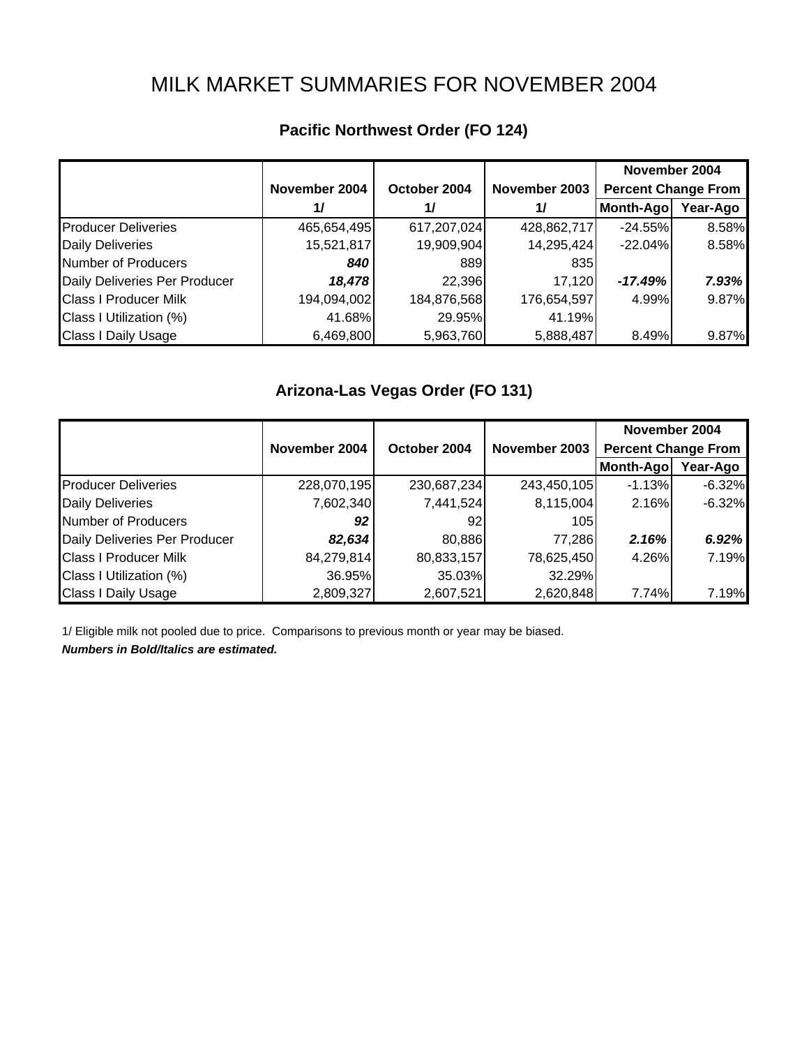# MILK MARKET SUMMARIES FOR NOVEMBER 2004

## Pacific Northwest Order (FO 124)

| | November 2004 1/ | October 2004 1/ | November 2003 1/ | November 2004 Percent Change From Month-Ago | Year-Ago |
|---|---|---|---|---|---|
| Producer Deliveries | 465,654,495 | 617,207,024 | 428,862,717 | -24.55% | 8.58% |
| Daily Deliveries | 15,521,817 | 19,909,904 | 14,295,424 | -22.04% | 8.58% |
| Number of Producers | ***840*** | 889 | 835 | | |
| Daily Deliveries Per Producer | ***18,478*** | 22,396 | 17,120 | ***-17.49%*** | ***7.93%*** |
| Class I Producer Milk | 194,094,002 | 184,876,568 | 176,654,597 | 4.99% | 9.87% |
| Class I Utilization (%) | 41.68% | 29.95% | 41.19% | | |
| Class I Daily Usage | 6,469,800 | 5,963,760 | 5,888,487 | 8.49% | 9.87% |

## Arizona-Las Vegas Order (FO 131)

| | November 2004 | October 2004 | November 2003 | November 2004 Percent Change From Month-Ago | Year-Ago |
|---|---|---|---|---|---|
| Producer Deliveries | 228,070,195 | 230,687,234 | 243,450,105 | -1.13% | -6.32% |
| Daily Deliveries | 7,602,340 | 7,441,524 | 8,115,004 | 2.16% | -6.32% |
| Number of Producers | ***92*** | 92 | 105 | | |
| Daily Deliveries Per Producer | ***82,634*** | 80,886 | 77,286 | ***2.16%*** | ***6.92%*** |
| Class I Producer Milk | 84,279,814 | 80,833,157 | 78,625,450 | 4.26% | 7.19% |
| Class I Utilization (%) | 36.95% | 35.03% | 32.29% | | |
| Class I Daily Usage | 2,809,327 | 2,607,521 | 2,620,848 | 7.74% | 7.19% |

1/ Eligible milk not pooled due to price. Comparisons to previous month or year may be biased.

***Numbers in Bold/Italics are estimated.***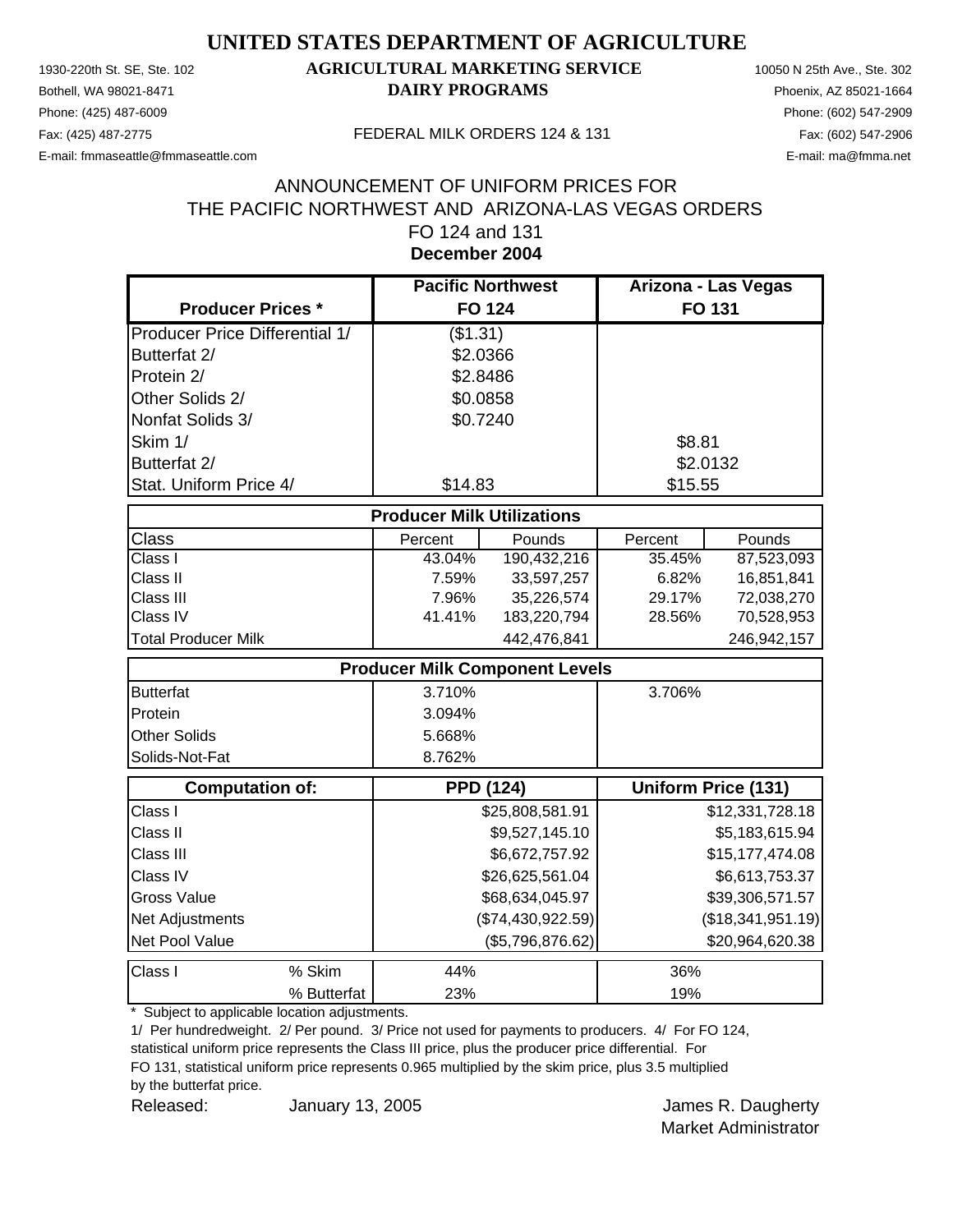# UNITED STATES DEPARTMENT OF AGRICULTURE

## AGRICULTURAL MARKETING SERVICE

## DAIRY PROGRAMS

1930-220th St. SE, Ste. 102
Bothell, WA 98021-8471
Phone: (425) 487-6009
Fax: (425) 487-2775
E-mail: fmmaseattle@fmmaseattle.com

10050 N 25th Ave., Ste. 302
Phoenix, AZ 85021-1664
Phone: (602) 547-2909
Fax: (602) 547-2906
E-mail: ma@fmma.net

FEDERAL MILK ORDERS 124 & 131

ANNOUNCEMENT OF UNIFORM PRICES FOR
THE PACIFIC NORTHWEST AND ARIZONA-LAS VEGAS ORDERS
FO 124 and 131
**December 2004**

| **Producer Prices \*** | **Pacific Northwest FO 124** | | **Arizona - Las Vegas FO 131** | |
|---|---|---|---|---|
| Producer Price Differential 1/ | ($1.31) | | | |
| Butterfat 2/ | $2.0366 | | | |
| Protein 2/ | $2.8486 | | | |
| Other Solids 2/ | $0.0858 | | | |
| Nonfat Solids 3/ | $0.7240 | | | |
| Skim 1/ | | | $8.81 | |
| Butterfat 2/ | | | $2.0132 | |
| Stat. Uniform Price 4/ | $14.83 | | $15.55 | |
| **Producer Milk Utilizations** | | | | |
| Class | Percent | Pounds | Percent | Pounds |
| Class I | 43.04% | 190,432,216 | 35.45% | 87,523,093 |
| Class II | 7.59% | 33,597,257 | 6.82% | 16,851,841 |
| Class III | 7.96% | 35,226,574 | 29.17% | 72,038,270 |
| Class IV | 41.41% | 183,220,794 | 28.56% | 70,528,953 |
| Total Producer Milk | | 442,476,841 | | 246,942,157 |
| **Producer Milk Component Levels** | | | | |
| Butterfat | 3.710% | | 3.706% | |
| Protein | 3.094% | | | |
| Other Solids | 5.668% | | | |
| Solids-Not-Fat | 8.762% | | | |
| **Computation of:** | **PPD (124)** | | **Uniform Price (131)** | |
| Class I | | $25,808,581.91 | | $12,331,728.18 |
| Class II | | $9,527,145.10 | | $5,183,615.94 |
| Class III | | $6,672,757.92 | | $15,177,474.08 |
| Class IV | | $26,625,561.04 | | $6,613,753.37 |
| Gross Value | | $68,634,045.97 | | $39,306,571.57 |
| Net Adjustments | | ($74,430,922.59) | | ($18,341,951.19) |
| Net Pool Value | | ($5,796,876.62) | | $20,964,620.38 |
| Class I % Skim | 44% | | 36% | |
| % Butterfat | 23% | | 19% | |

\* Subject to applicable location adjustments.

1/ Per hundredweight. 2/ Per pound. 3/ Price not used for payments to producers. 4/ For FO 124, statistical uniform price represents the Class III price, plus the producer price differential. For FO 131, statistical uniform price represents 0.965 multiplied by the skim price, plus 3.5 multiplied by the butterfat price.

Released: January 13, 2005

James R. Daugherty
Market Administrator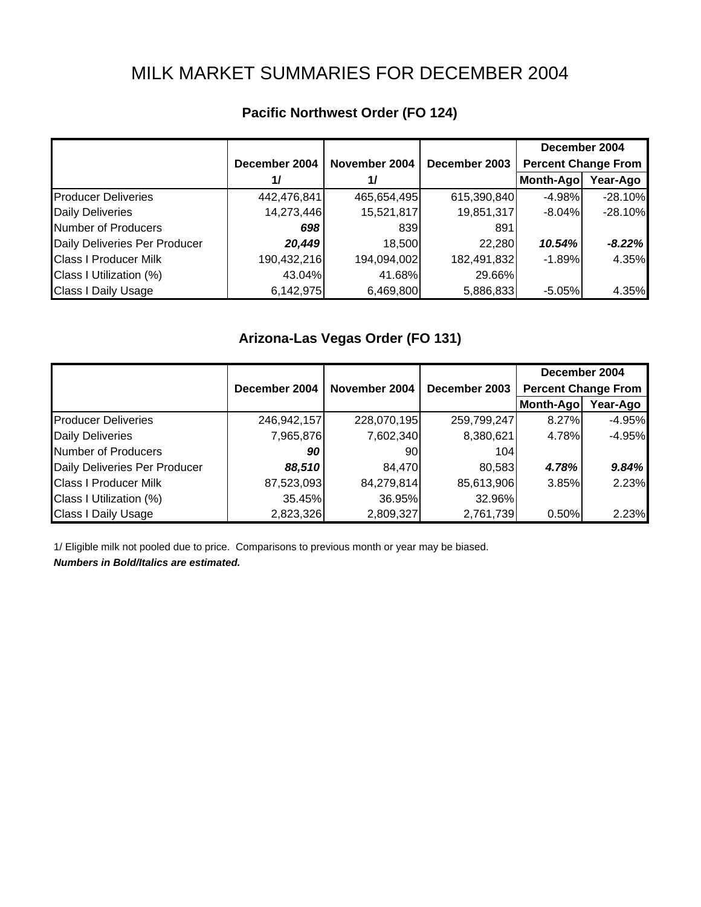# MILK MARKET SUMMARIES FOR DECEMBER 2004

## Pacific Northwest Order (FO 124)

| | December 2004 1/ | November 2004 1/ | December 2003 | December 2004 Percent Change From Month-Ago | Year-Ago |
|---|---|---|---|---|---|
| Producer Deliveries | 442,476,841 | 465,654,495 | 615,390,840 | -4.98% | -28.10% |
| Daily Deliveries | 14,273,446 | 15,521,817 | 19,851,317 | -8.04% | -28.10% |
| Number of Producers | ***698*** | 839 | 891 | | |
| Daily Deliveries Per Producer | ***20,449*** | 18,500 | 22,280 | ***10.54%*** | ***-8.22%*** |
| Class I Producer Milk | 190,432,216 | 194,094,002 | 182,491,832 | -1.89% | 4.35% |
| Class I Utilization (%) | 43.04% | 41.68% | 29.66% | | |
| Class I Daily Usage | 6,142,975 | 6,469,800 | 5,886,833 | -5.05% | 4.35% |

## Arizona-Las Vegas Order (FO 131)

| | December 2004 | November 2004 | December 2003 | December 2004 Percent Change From Month-Ago | Year-Ago |
|---|---|---|---|---|---|
| Producer Deliveries | 246,942,157 | 228,070,195 | 259,799,247 | 8.27% | -4.95% |
| Daily Deliveries | 7,965,876 | 7,602,340 | 8,380,621 | 4.78% | -4.95% |
| Number of Producers | ***90*** | 90 | 104 | | |
| Daily Deliveries Per Producer | ***88,510*** | 84,470 | 80,583 | ***4.78%*** | ***9.84%*** |
| Class I Producer Milk | 87,523,093 | 84,279,814 | 85,613,906 | 3.85% | 2.23% |
| Class I Utilization (%) | 35.45% | 36.95% | 32.96% | | |
| Class I Daily Usage | 2,823,326 | 2,809,327 | 2,761,739 | 0.50% | 2.23% |

1/ Eligible milk not pooled due to price. Comparisons to previous month or year may be biased.

***Numbers in Bold/Italics are estimated.***